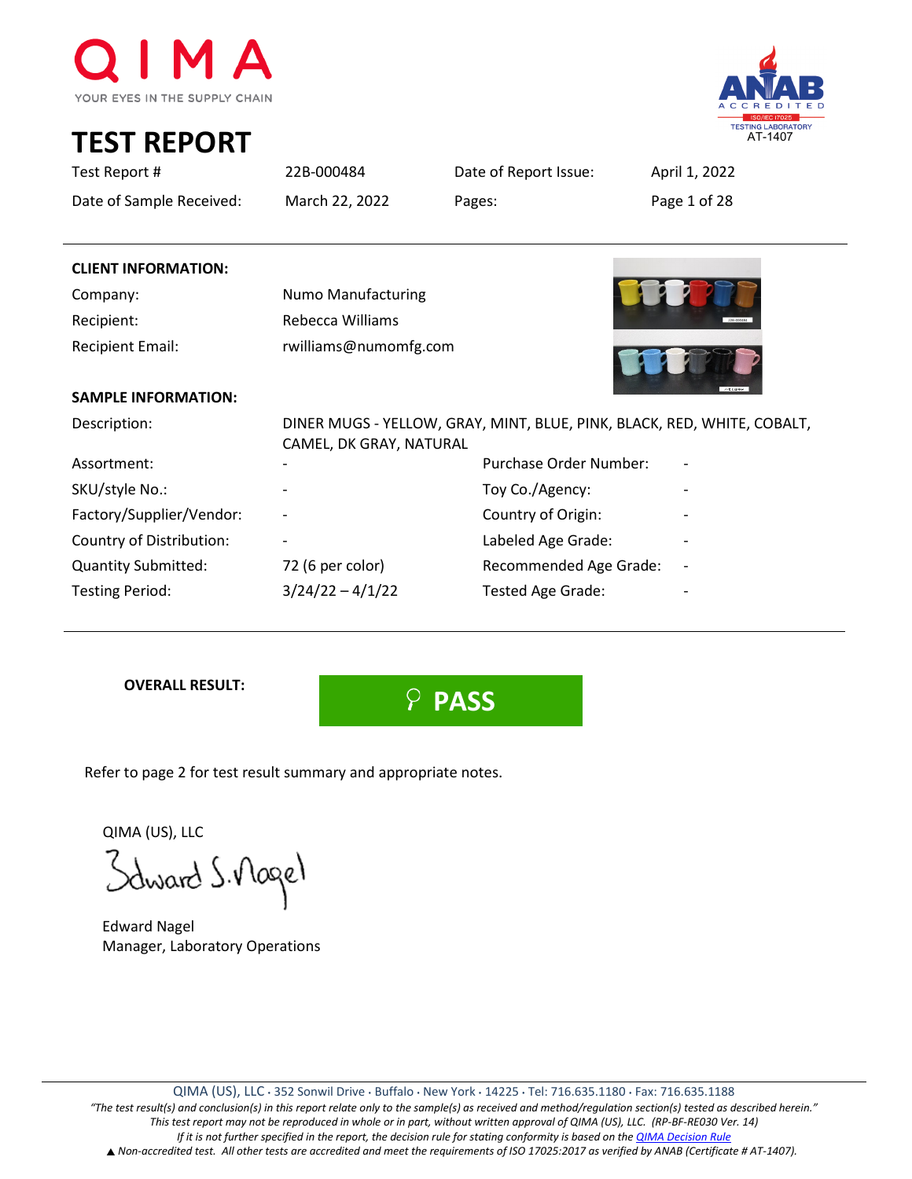QIMA

YOUR EYES IN THE SUPPLY CHAIN

ANAB ACCREDITED ISO/IEC 17025 TESTING LABORATORY AT-1407

# TEST REPORT

| | | | |
|---|---|---|---|
| Test Report # | 22B-000484 | Date of Report Issue: | April 1, 2022 |
| Date of Sample Received: | March 22, 2022 | Pages: | Page 1 of 28 |

**CLIENT INFORMATION:**

| | |
|---|---|
| Company: | Numo Manufacturing |
| Recipient: | Rebecca Williams |
| Recipient Email: | rwilliams@numomfg.com |

**SAMPLE INFORMATION:**

Description: DINER MUGS - YELLOW, GRAY, MINT, BLUE, PINK, BLACK, RED, WHITE, COBALT, CAMEL, DK GRAY, NATURAL

| | | | |
|---|---|---|---|
| Assortment: | - | Purchase Order Number: | - |
| SKU/style No.: | - | Toy Co./Agency: | - |
| Factory/Supplier/Vendor: | - | Country of Origin: | - |
| Country of Distribution: | - | Labeled Age Grade: | - |
| Quantity Submitted: | 72 (6 per color) | Recommended Age Grade: | - |
| Testing Period: | 3/24/22 – 4/1/22 | Tested Age Grade: | - |

**OVERALL RESULT:** **PASS**

Refer to page 2 for test result summary and appropriate notes.

QIMA (US), LLC

Edward Nagel
Manager, Laboratory Operations

QIMA (US), LLC · 352 Sonwil Drive · Buffalo · New York · 14225 · Tel: 716.635.1180 · Fax: 716.635.1188

*"The test result(s) and conclusion(s) in this report relate only to the sample(s) as received and method/regulation section(s) tested as described herein."*
*This test report may not be reproduced in whole or in part, without written approval of QIMA (US), LLC. (RP-BF-RE030 Ver. 14)*
*If it is not further specified in the report, the decision rule for stating conformity is based on the QIMA Decision Rule*
*▲ Non-accredited test. All other tests are accredited and meet the requirements of ISO 17025:2017 as verified by ANAB (Certificate # AT-1407).*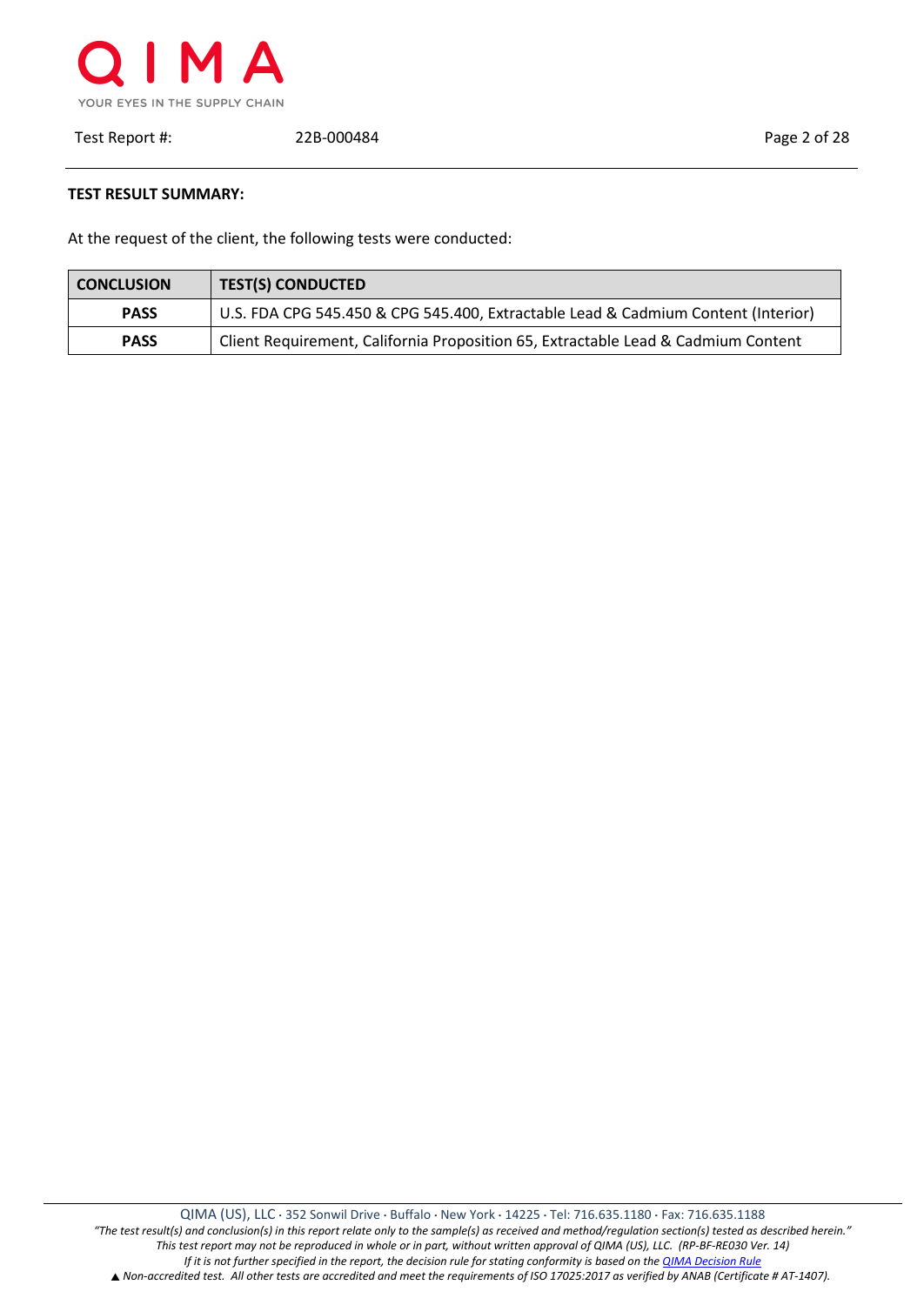**TEST RESULT SUMMARY:**

At the request of the client, the following tests were conducted:

| CONCLUSION | TEST(S) CONDUCTED |
|---|---|
| **PASS** | U.S. FDA CPG 545.450 & CPG 545.400, Extractable Lead & Cadmium Content (Interior) |
| **PASS** | Client Requirement, California Proposition 65, Extractable Lead & Cadmium Content |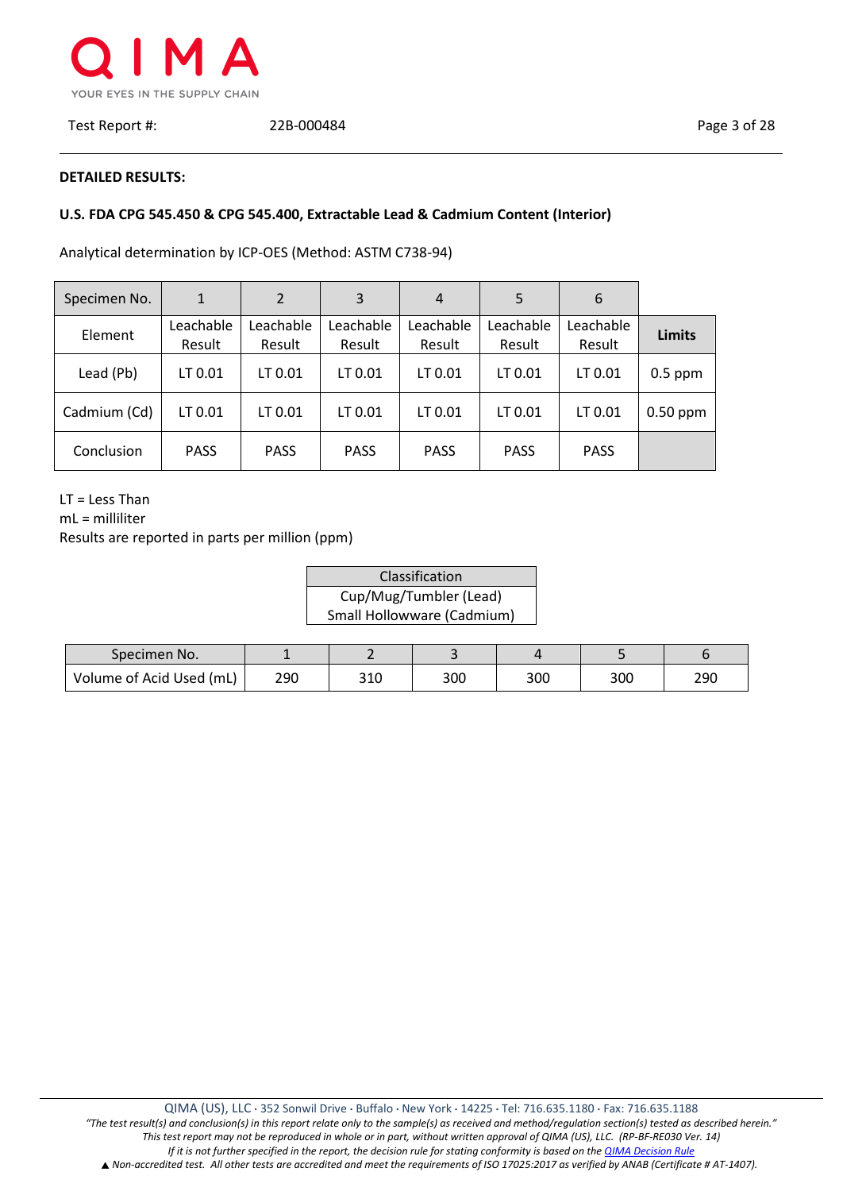Test Report #: 22B-000484

**DETAILED RESULTS:**

**U.S. FDA CPG 545.450 & CPG 545.400, Extractable Lead & Cadmium Content (Interior)**

Analytical determination by ICP-OES (Method: ASTM C738-94)

| Specimen No. | 1 | 2 | 3 | 4 | 5 | 6 | |
|---|---|---|---|---|---|---|---|
| Element | Leachable Result | Leachable Result | Leachable Result | Leachable Result | Leachable Result | Leachable Result | **Limits** |
| Lead (Pb) | LT 0.01 | LT 0.01 | LT 0.01 | LT 0.01 | LT 0.01 | LT 0.01 | 0.5 ppm |
| Cadmium (Cd) | LT 0.01 | LT 0.01 | LT 0.01 | LT 0.01 | LT 0.01 | LT 0.01 | 0.50 ppm |
| Conclusion | PASS | PASS | PASS | PASS | PASS | PASS | |

LT = Less Than
mL = milliliter
Results are reported in parts per million (ppm)

| Classification |
|---|
| Cup/Mug/Tumbler (Lead)<br>Small Hollowware (Cadmium) |

| Specimen No. | 1 | 2 | 3 | 4 | 5 | 6 |
|---|---|---|---|---|---|---|
| Volume of Acid Used (mL) | 290 | 310 | 300 | 300 | 300 | 290 |

QIMA (US), LLC · 352 Sonwil Drive · Buffalo · New York · 14225 · Tel: 716.635.1180 · Fax: 716.635.1188

*"The test result(s) and conclusion(s) in this report relate only to the sample(s) as received and method/regulation section(s) tested as described herein."*
*This test report may not be reproduced in whole or in part, without written approval of QIMA (US), LLC. (RP-BF-RE030 Ver. 14)*
*If it is not further specified in the report, the decision rule for stating conformity is based on the QIMA Decision Rule*
▲ *Non-accredited test. All other tests are accredited and meet the requirements of ISO 17025:2017 as verified by ANAB (Certificate # AT-1407).*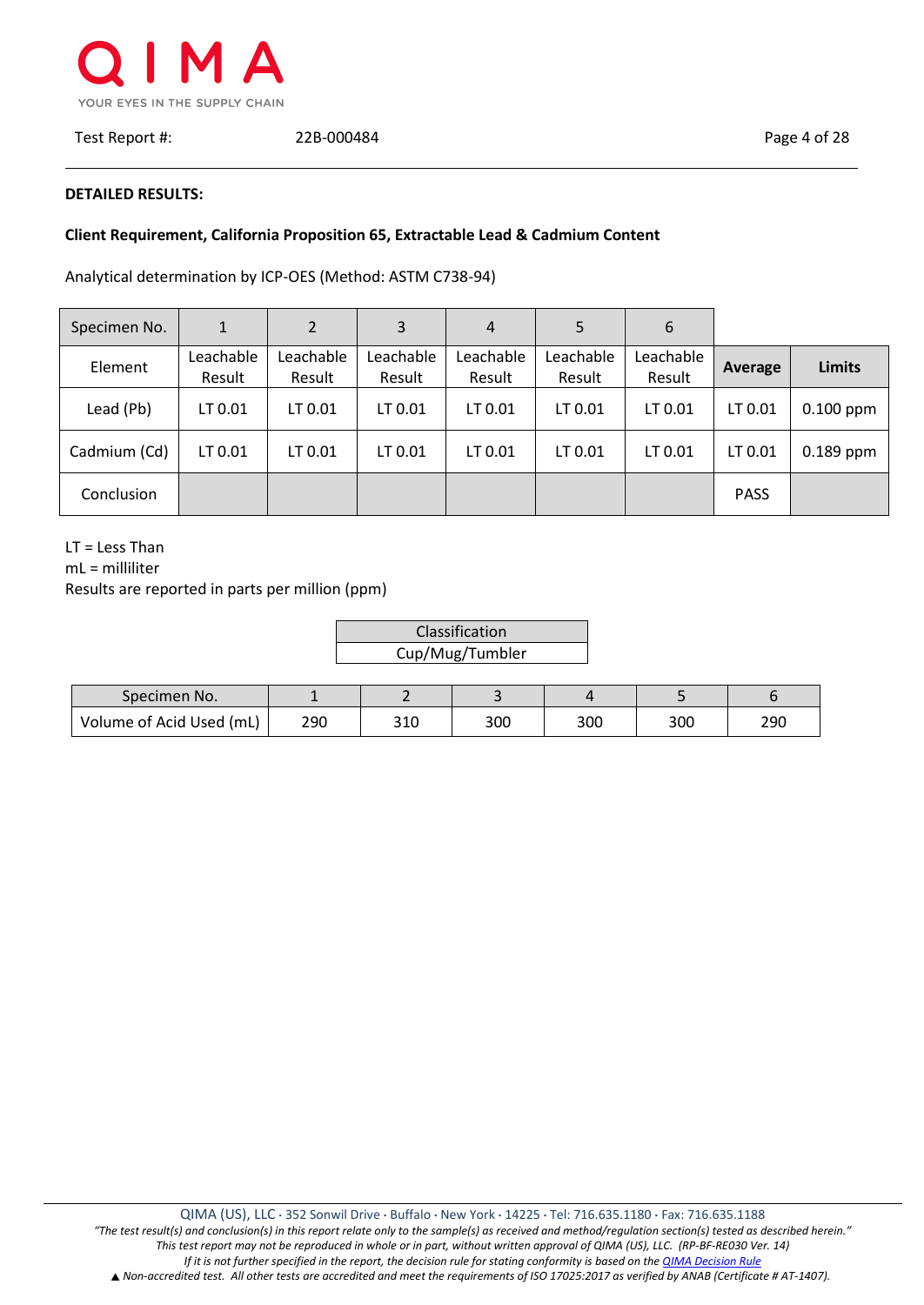**DETAILED RESULTS:**

**Client Requirement, California Proposition 65, Extractable Lead & Cadmium Content**

Analytical determination by ICP-OES (Method: ASTM C738-94)

| Specimen No. | 1 | 2 | 3 | 4 | 5 | 6 | | |
|---|---|---|---|---|---|---|---|---|
| Element | Leachable Result | Leachable Result | Leachable Result | Leachable Result | Leachable Result | Leachable Result | **Average** | **Limits** |
| Lead (Pb) | LT 0.01 | LT 0.01 | LT 0.01 | LT 0.01 | LT 0.01 | LT 0.01 | LT 0.01 | 0.100 ppm |
| Cadmium (Cd) | LT 0.01 | LT 0.01 | LT 0.01 | LT 0.01 | LT 0.01 | LT 0.01 | LT 0.01 | 0.189 ppm |
| Conclusion | | | | | | | PASS | |

LT = Less Than
mL = milliliter
Results are reported in parts per million (ppm)

| Classification |
|---|
| Cup/Mug/Tumbler |

| Specimen No. | 1 | 2 | 3 | 4 | 5 | 6 |
|---|---|---|---|---|---|---|
| Volume of Acid Used (mL) | 290 | 310 | 300 | 300 | 300 | 290 |

QIMA (US), LLC · 352 Sonwil Drive · Buffalo · New York · 14225 · Tel: 716.635.1180 · Fax: 716.635.1188

*"The test result(s) and conclusion(s) in this report relate only to the sample(s) as received and method/regulation section(s) tested as described herein." This test report may not be reproduced in whole or in part, without written approval of QIMA (US), LLC. (RP-BF-RE030 Ver. 14) If it is not further specified in the report, the decision rule for stating conformity is based on the QIMA Decision Rule*

*▲ Non-accredited test. All other tests are accredited and meet the requirements of ISO 17025:2017 as verified by ANAB (Certificate # AT-1407).*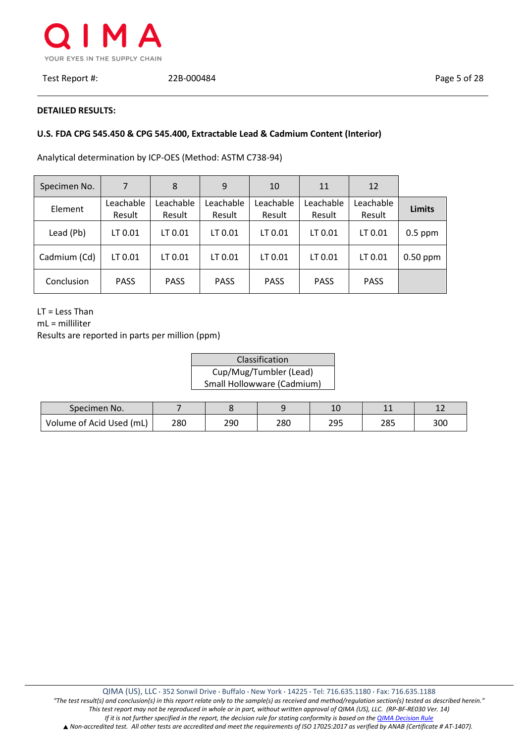**DETAILED RESULTS:**

**U.S. FDA CPG 545.450 & CPG 545.400, Extractable Lead & Cadmium Content (Interior)**

Analytical determination by ICP-OES (Method: ASTM C738-94)

| Specimen No. | 7 | 8 | 9 | 10 | 11 | 12 | |
|---|---|---|---|---|---|---|---|
| Element | Leachable Result | Leachable Result | Leachable Result | Leachable Result | Leachable Result | Leachable Result | **Limits** |
| Lead (Pb) | LT 0.01 | LT 0.01 | LT 0.01 | LT 0.01 | LT 0.01 | LT 0.01 | 0.5 ppm |
| Cadmium (Cd) | LT 0.01 | LT 0.01 | LT 0.01 | LT 0.01 | LT 0.01 | LT 0.01 | 0.50 ppm |
| Conclusion | PASS | PASS | PASS | PASS | PASS | PASS | |

LT = Less Than
mL = milliliter
Results are reported in parts per million (ppm)

| Classification |
|---|
| Cup/Mug/Tumbler (Lead)<br>Small Hollowware (Cadmium) |

| Specimen No. | 7 | 8 | 9 | 10 | 11 | 12 |
|---|---|---|---|---|---|---|
| Volume of Acid Used (mL) | 280 | 290 | 280 | 295 | 285 | 300 |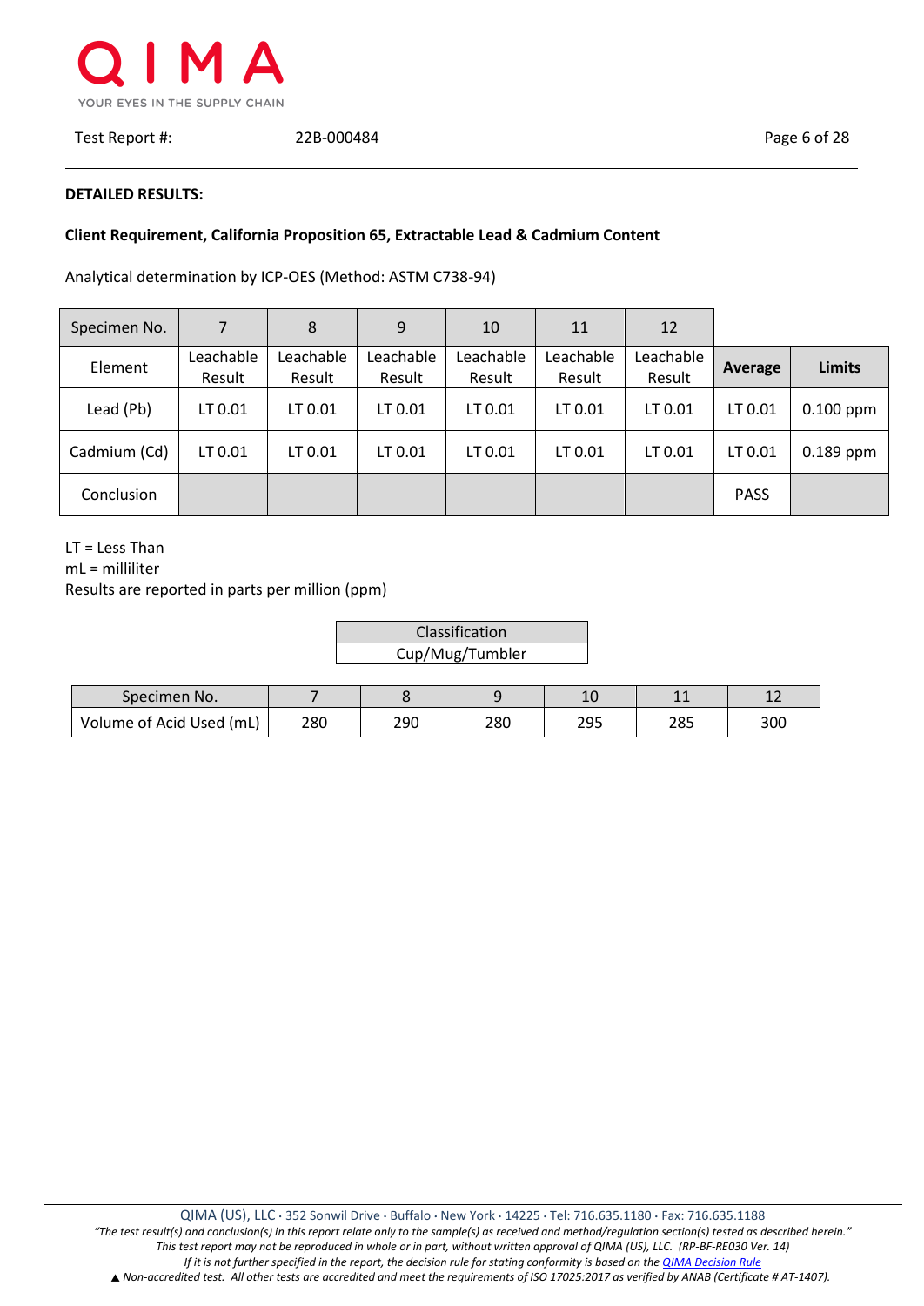**DETAILED RESULTS:**

**Client Requirement, California Proposition 65, Extractable Lead & Cadmium Content**

Analytical determination by ICP-OES (Method: ASTM C738-94)

| Specimen No. | 7 | 8 | 9 | 10 | 11 | 12 | | |
|---|---|---|---|---|---|---|---|---|
| Element | Leachable Result | Leachable Result | Leachable Result | Leachable Result | Leachable Result | Leachable Result | **Average** | **Limits** |
| Lead (Pb) | LT 0.01 | LT 0.01 | LT 0.01 | LT 0.01 | LT 0.01 | LT 0.01 | LT 0.01 | 0.100 ppm |
| Cadmium (Cd) | LT 0.01 | LT 0.01 | LT 0.01 | LT 0.01 | LT 0.01 | LT 0.01 | LT 0.01 | 0.189 ppm |
| Conclusion | | | | | | | PASS | |

LT = Less Than
mL = milliliter
Results are reported in parts per million (ppm)

| Classification |
|---|
| Cup/Mug/Tumbler |

| Specimen No. | 7 | 8 | 9 | 10 | 11 | 12 |
|---|---|---|---|---|---|---|
| Volume of Acid Used (mL) | 280 | 290 | 280 | 295 | 285 | 300 |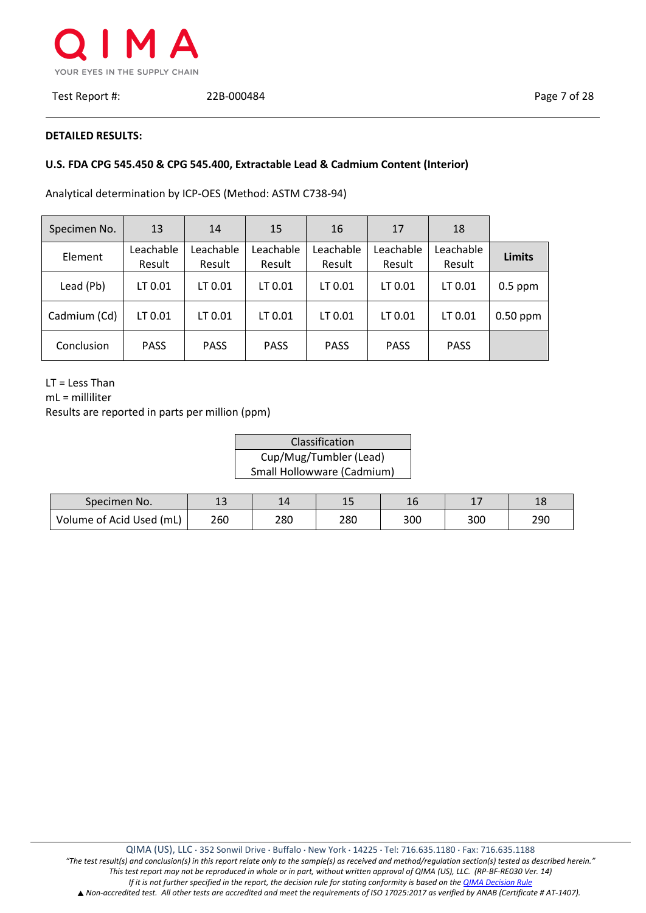**DETAILED RESULTS:**

**U.S. FDA CPG 545.450 & CPG 545.400, Extractable Lead & Cadmium Content (Interior)**

Analytical determination by ICP-OES (Method: ASTM C738-94)

| Specimen No. | 13 | 14 | 15 | 16 | 17 | 18 | |
|---|---|---|---|---|---|---|---|
| Element | Leachable Result | Leachable Result | Leachable Result | Leachable Result | Leachable Result | Leachable Result | **Limits** |
| Lead (Pb) | LT 0.01 | LT 0.01 | LT 0.01 | LT 0.01 | LT 0.01 | LT 0.01 | 0.5 ppm |
| Cadmium (Cd) | LT 0.01 | LT 0.01 | LT 0.01 | LT 0.01 | LT 0.01 | LT 0.01 | 0.50 ppm |
| Conclusion | PASS | PASS | PASS | PASS | PASS | PASS | |

LT = Less Than
mL = milliliter
Results are reported in parts per million (ppm)

| Classification |
|---|
| Cup/Mug/Tumbler (Lead) Small Hollowware (Cadmium) |

| Specimen No. | 13 | 14 | 15 | 16 | 17 | 18 |
|---|---|---|---|---|---|---|
| Volume of Acid Used (mL) | 260 | 280 | 280 | 300 | 300 | 290 |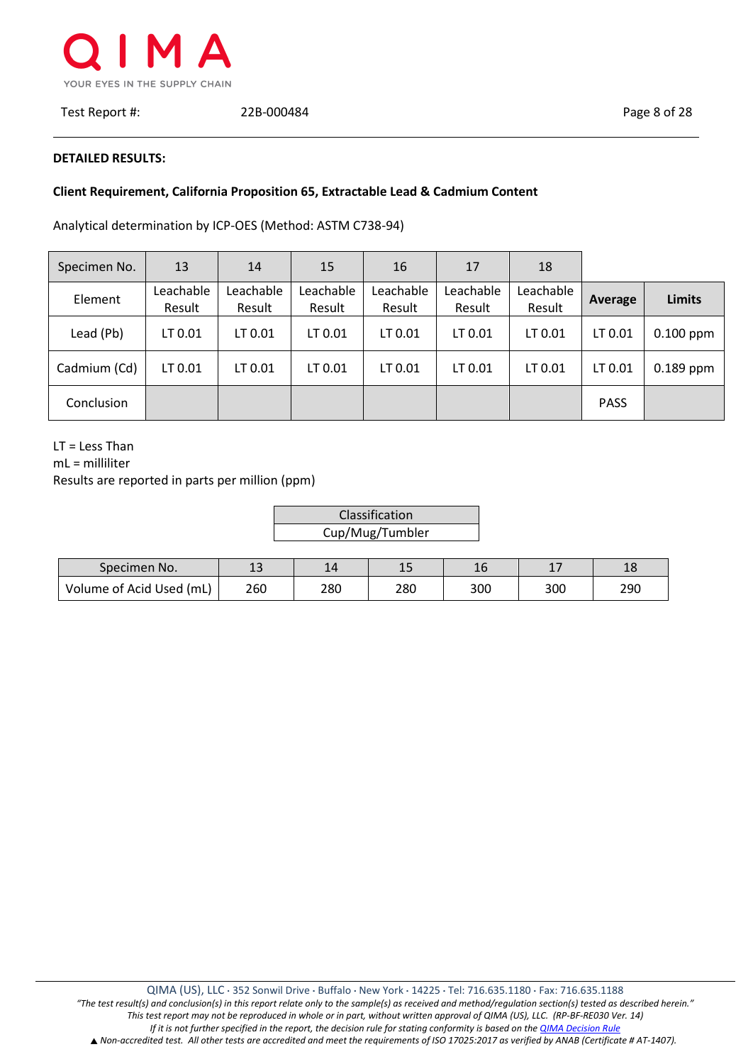Test Report #: 22B-000484

**DETAILED RESULTS:**

**Client Requirement, California Proposition 65, Extractable Lead & Cadmium Content**

Analytical determination by ICP-OES (Method: ASTM C738-94)

| Specimen No. | 13 | 14 | 15 | 16 | 17 | 18 | | |
|---|---|---|---|---|---|---|---|---|
| Element | Leachable Result | Leachable Result | Leachable Result | Leachable Result | Leachable Result | Leachable Result | **Average** | **Limits** |
| Lead (Pb) | LT 0.01 | LT 0.01 | LT 0.01 | LT 0.01 | LT 0.01 | LT 0.01 | LT 0.01 | 0.100 ppm |
| Cadmium (Cd) | LT 0.01 | LT 0.01 | LT 0.01 | LT 0.01 | LT 0.01 | LT 0.01 | LT 0.01 | 0.189 ppm |
| Conclusion | | | | | | | PASS | |

LT = Less Than
mL = milliliter
Results are reported in parts per million (ppm)

| Classification |
|---|
| Cup/Mug/Tumbler |

| Specimen No. | 13 | 14 | 15 | 16 | 17 | 18 |
|---|---|---|---|---|---|---|
| Volume of Acid Used (mL) | 260 | 280 | 280 | 300 | 300 | 290 |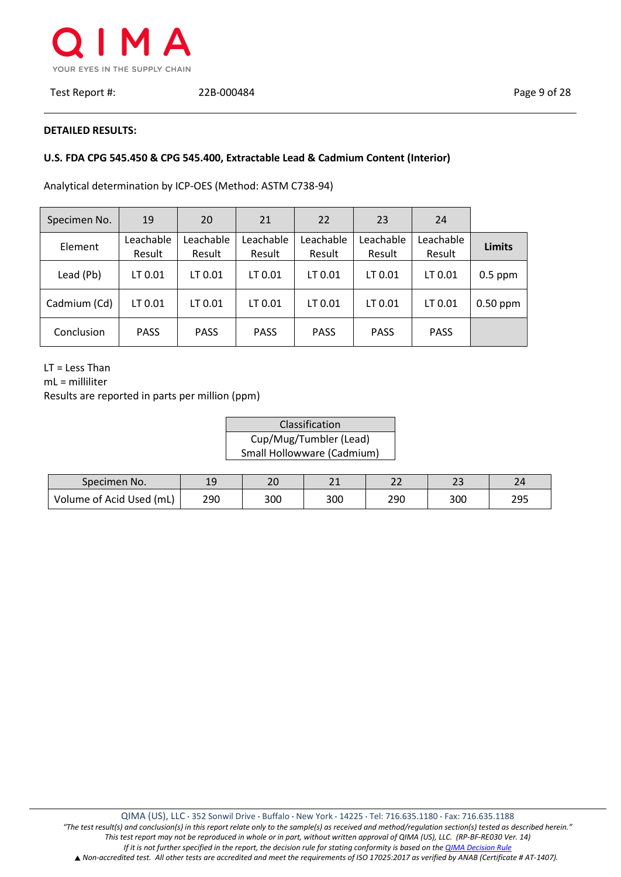**DETAILED RESULTS:**

**U.S. FDA CPG 545.450 & CPG 545.400, Extractable Lead & Cadmium Content (Interior)**

Analytical determination by ICP-OES (Method: ASTM C738-94)

| Specimen No. | 19 | 20 | 21 | 22 | 23 | 24 | |
|---|---|---|---|---|---|---|---|
| Element | Leachable Result | Leachable Result | Leachable Result | Leachable Result | Leachable Result | Leachable Result | **Limits** |
| Lead (Pb) | LT 0.01 | LT 0.01 | LT 0.01 | LT 0.01 | LT 0.01 | LT 0.01 | 0.5 ppm |
| Cadmium (Cd) | LT 0.01 | LT 0.01 | LT 0.01 | LT 0.01 | LT 0.01 | LT 0.01 | 0.50 ppm |
| Conclusion | PASS | PASS | PASS | PASS | PASS | PASS | |

LT = Less Than
mL = milliliter
Results are reported in parts per million (ppm)

| Classification |
|---|
| Cup/Mug/Tumbler (Lead)<br>Small Hollowware (Cadmium) |

| Specimen No. | 19 | 20 | 21 | 22 | 23 | 24 |
|---|---|---|---|---|---|---|
| Volume of Acid Used (mL) | 290 | 300 | 300 | 290 | 300 | 295 |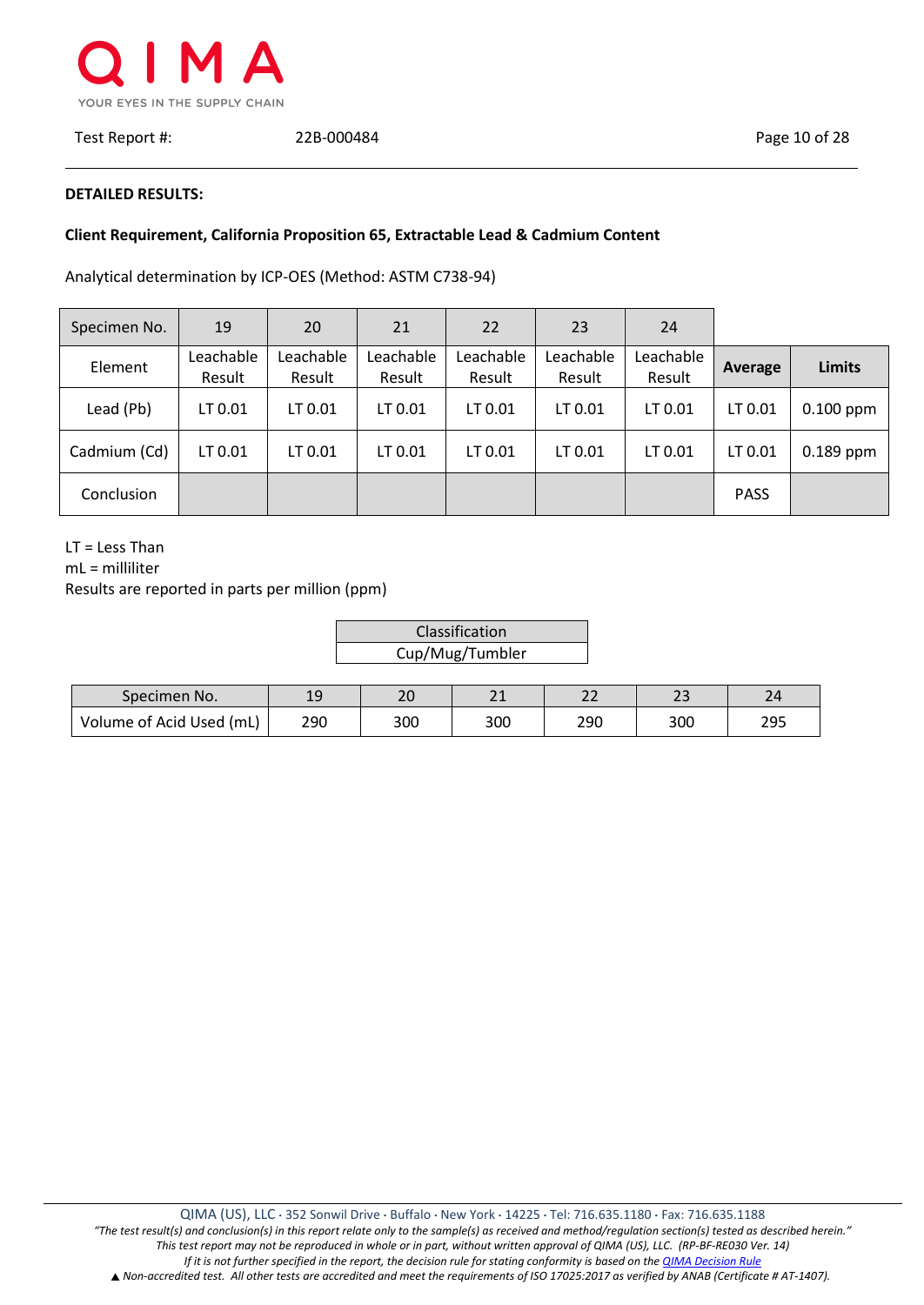**DETAILED RESULTS:**

**Client Requirement, California Proposition 65, Extractable Lead & Cadmium Content**

Analytical determination by ICP-OES (Method: ASTM C738-94)

| Specimen No. | 19 | 20 | 21 | 22 | 23 | 24 | | |
|---|---|---|---|---|---|---|---|---|
| Element | Leachable Result | Leachable Result | Leachable Result | Leachable Result | Leachable Result | Leachable Result | **Average** | **Limits** |
| Lead (Pb) | LT 0.01 | LT 0.01 | LT 0.01 | LT 0.01 | LT 0.01 | LT 0.01 | LT 0.01 | 0.100 ppm |
| Cadmium (Cd) | LT 0.01 | LT 0.01 | LT 0.01 | LT 0.01 | LT 0.01 | LT 0.01 | LT 0.01 | 0.189 ppm |
| Conclusion | | | | | | | PASS | |

LT = Less Than
mL = milliliter
Results are reported in parts per million (ppm)

| Classification |
|---|
| Cup/Mug/Tumbler |

| Specimen No. | 19 | 20 | 21 | 22 | 23 | 24 |
|---|---|---|---|---|---|---|
| Volume of Acid Used (mL) | 290 | 300 | 300 | 290 | 300 | 295 |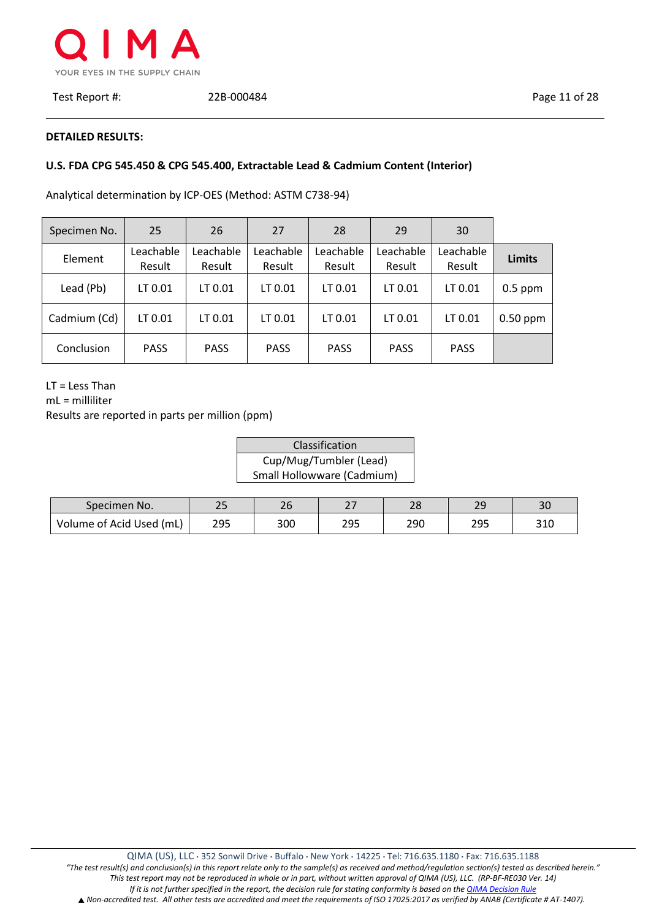**DETAILED RESULTS:**

**U.S. FDA CPG 545.450 & CPG 545.400, Extractable Lead & Cadmium Content (Interior)**

Analytical determination by ICP-OES (Method: ASTM C738-94)

| Specimen No. | 25 | 26 | 27 | 28 | 29 | 30 | |
|---|---|---|---|---|---|---|---|
| Element | Leachable Result | Leachable Result | Leachable Result | Leachable Result | Leachable Result | Leachable Result | **Limits** |
| Lead (Pb) | LT 0.01 | LT 0.01 | LT 0.01 | LT 0.01 | LT 0.01 | LT 0.01 | 0.5 ppm |
| Cadmium (Cd) | LT 0.01 | LT 0.01 | LT 0.01 | LT 0.01 | LT 0.01 | LT 0.01 | 0.50 ppm |
| Conclusion | PASS | PASS | PASS | PASS | PASS | PASS | |

LT = Less Than
mL = milliliter
Results are reported in parts per million (ppm)

| Classification |
|---|
| Cup/Mug/Tumbler (Lead)<br>Small Hollowware (Cadmium) |

| Specimen No. | 25 | 26 | 27 | 28 | 29 | 30 |
|---|---|---|---|---|---|---|
| Volume of Acid Used (mL) | 295 | 300 | 295 | 290 | 295 | 310 |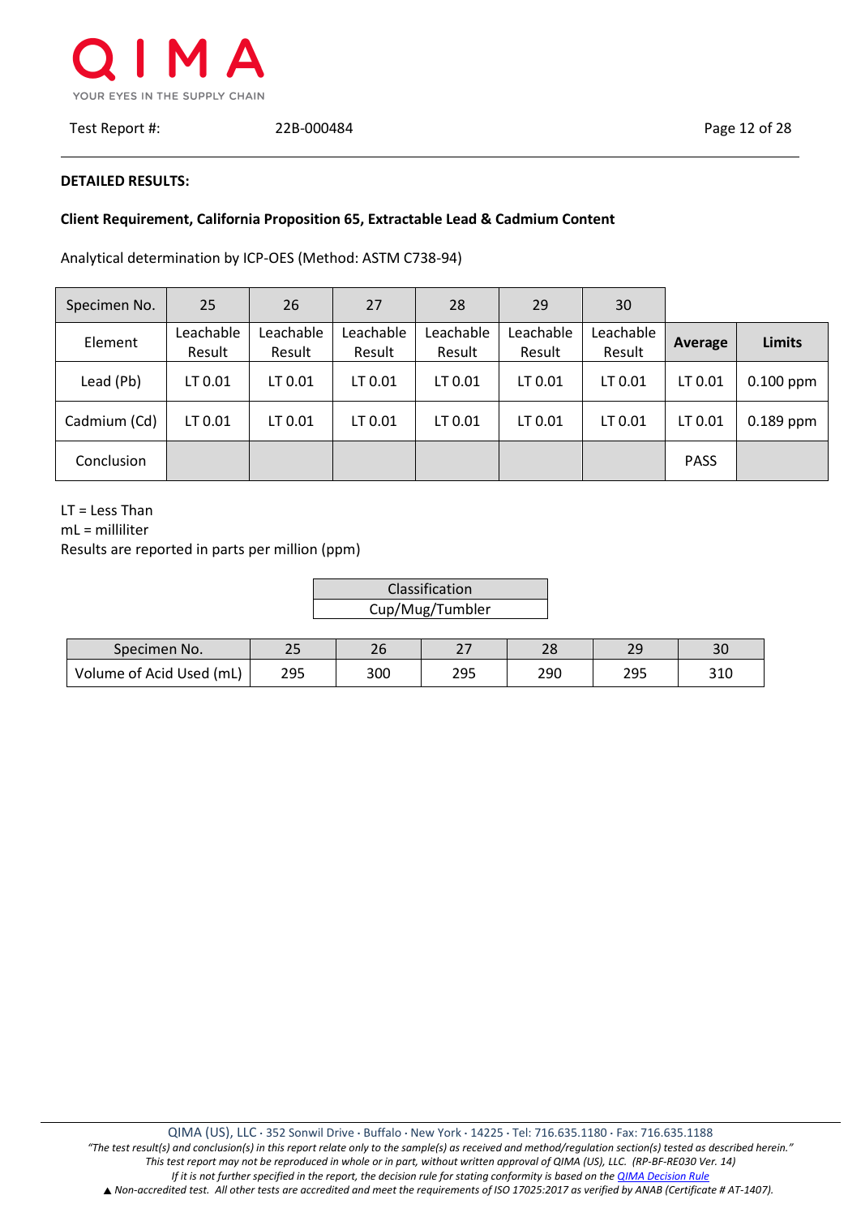Test Report #: 22B-000484

**DETAILED RESULTS:**

**Client Requirement, California Proposition 65, Extractable Lead & Cadmium Content**

Analytical determination by ICP-OES (Method: ASTM C738-94)

| Specimen No. | 25 | 26 | 27 | 28 | 29 | 30 | | |
|---|---|---|---|---|---|---|---|---|
| Element | Leachable Result | Leachable Result | Leachable Result | Leachable Result | Leachable Result | Leachable Result | **Average** | **Limits** |
| Lead (Pb) | LT 0.01 | LT 0.01 | LT 0.01 | LT 0.01 | LT 0.01 | LT 0.01 | LT 0.01 | 0.100 ppm |
| Cadmium (Cd) | LT 0.01 | LT 0.01 | LT 0.01 | LT 0.01 | LT 0.01 | LT 0.01 | LT 0.01 | 0.189 ppm |
| Conclusion | | | | | | | PASS | |

LT = Less Than
mL = milliliter
Results are reported in parts per million (ppm)

| Classification |
|---|
| Cup/Mug/Tumbler |

| Specimen No. | 25 | 26 | 27 | 28 | 29 | 30 |
|---|---|---|---|---|---|---|
| Volume of Acid Used (mL) | 295 | 300 | 295 | 290 | 295 | 310 |

QIMA (US), LLC · 352 Sonwil Drive · Buffalo · New York · 14225 · Tel: 716.635.1180 · Fax: 716.635.1188

*"The test result(s) and conclusion(s) in this report relate only to the sample(s) as received and method/regulation section(s) tested as described herein."*
*This test report may not be reproduced in whole or in part, without written approval of QIMA (US), LLC. (RP-BF-RE030 Ver. 14)*
*If it is not further specified in the report, the decision rule for stating conformity is based on the QIMA Decision Rule*
▲ *Non-accredited test. All other tests are accredited and meet the requirements of ISO 17025:2017 as verified by ANAB (Certificate # AT-1407).*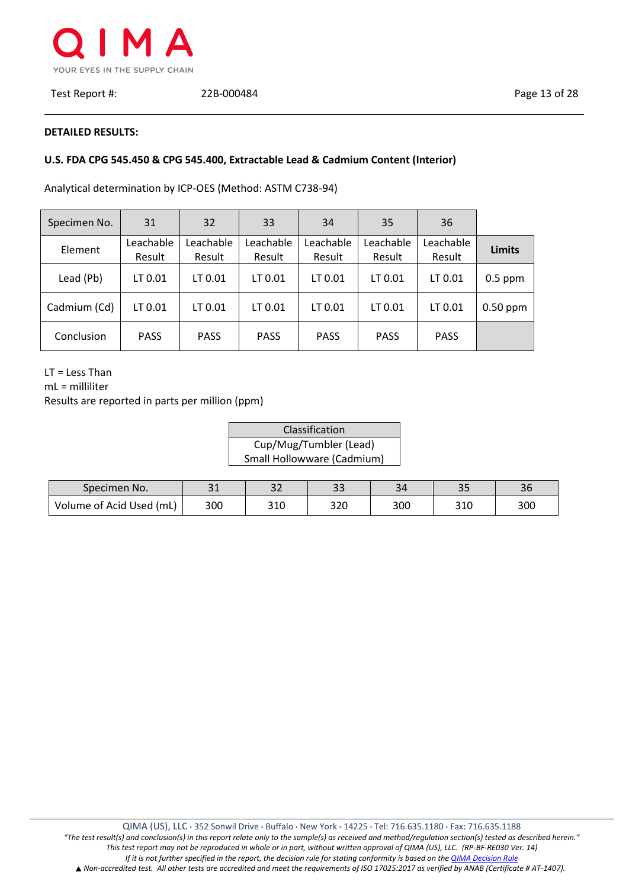**DETAILED RESULTS:**

**U.S. FDA CPG 545.450 & CPG 545.400, Extractable Lead & Cadmium Content (Interior)**

Analytical determination by ICP-OES (Method: ASTM C738-94)

| Specimen No. | 31 | 32 | 33 | 34 | 35 | 36 | |
|---|---|---|---|---|---|---|---|
| Element | Leachable Result | Leachable Result | Leachable Result | Leachable Result | Leachable Result | Leachable Result | **Limits** |
| Lead (Pb) | LT 0.01 | LT 0.01 | LT 0.01 | LT 0.01 | LT 0.01 | LT 0.01 | 0.5 ppm |
| Cadmium (Cd) | LT 0.01 | LT 0.01 | LT 0.01 | LT 0.01 | LT 0.01 | LT 0.01 | 0.50 ppm |
| Conclusion | PASS | PASS | PASS | PASS | PASS | PASS | |

LT = Less Than
mL = milliliter
Results are reported in parts per million (ppm)

| Classification |
|---|
| Cup/Mug/Tumbler (Lead)<br>Small Hollowware (Cadmium) |

| Specimen No. | 31 | 32 | 33 | 34 | 35 | 36 |
|---|---|---|---|---|---|---|
| Volume of Acid Used (mL) | 300 | 310 | 320 | 300 | 310 | 300 |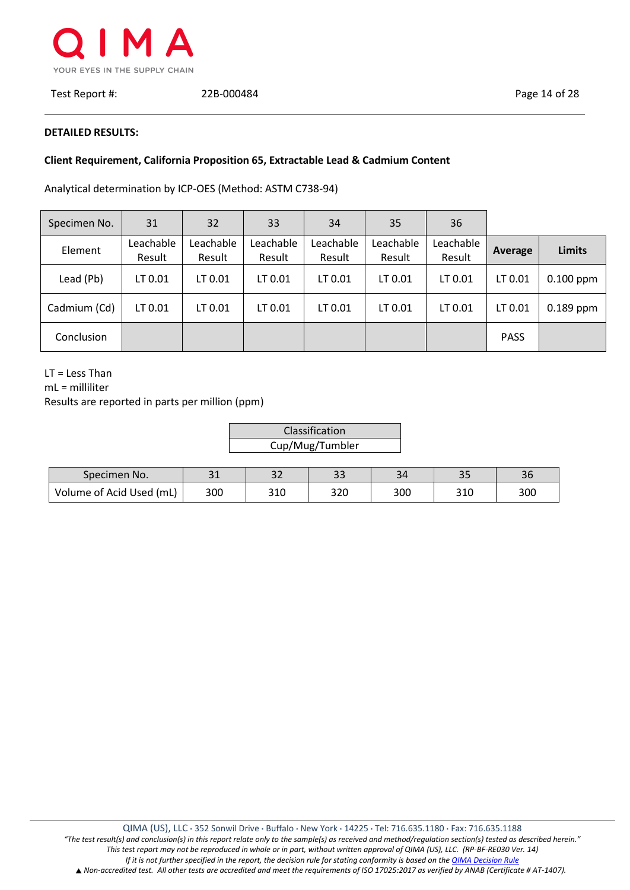Test Report #: 22B-000484

**DETAILED RESULTS:**

**Client Requirement, California Proposition 65, Extractable Lead & Cadmium Content**

Analytical determination by ICP-OES (Method: ASTM C738-94)

| Specimen No. | 31 | 32 | 33 | 34 | 35 | 36 | | |
|---|---|---|---|---|---|---|---|---|
| Element | Leachable Result | Leachable Result | Leachable Result | Leachable Result | Leachable Result | Leachable Result | **Average** | **Limits** |
| Lead (Pb) | LT 0.01 | LT 0.01 | LT 0.01 | LT 0.01 | LT 0.01 | LT 0.01 | LT 0.01 | 0.100 ppm |
| Cadmium (Cd) | LT 0.01 | LT 0.01 | LT 0.01 | LT 0.01 | LT 0.01 | LT 0.01 | LT 0.01 | 0.189 ppm |
| Conclusion | | | | | | | PASS | |

LT = Less Than
mL = milliliter
Results are reported in parts per million (ppm)

| Classification |
|---|
| Cup/Mug/Tumbler |

| Specimen No. | 31 | 32 | 33 | 34 | 35 | 36 |
|---|---|---|---|---|---|---|
| Volume of Acid Used (mL) | 300 | 310 | 320 | 300 | 310 | 300 |

QIMA (US), LLC · 352 Sonwil Drive · Buffalo · New York · 14225 · Tel: 716.635.1180 · Fax: 716.635.1188

*"The test result(s) and conclusion(s) in this report relate only to the sample(s) as received and method/regulation section(s) tested as described herein."*
*This test report may not be reproduced in whole or in part, without written approval of QIMA (US), LLC. (RP-BF-RE030 Ver. 14)*
*If it is not further specified in the report, the decision rule for stating conformity is based on the QIMA Decision Rule*
▲ *Non-accredited test. All other tests are accredited and meet the requirements of ISO 17025:2017 as verified by ANAB (Certificate # AT-1407).*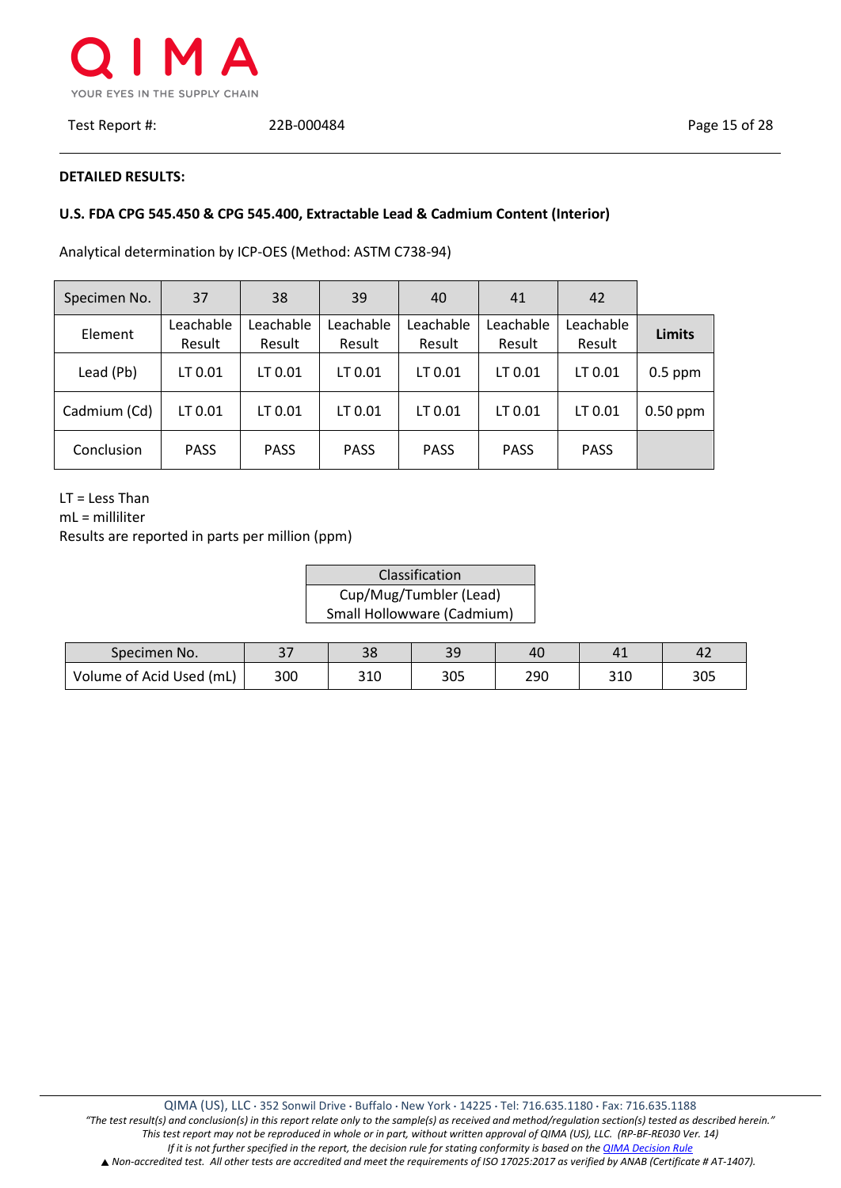**DETAILED RESULTS:**

**U.S. FDA CPG 545.450 & CPG 545.400, Extractable Lead & Cadmium Content (Interior)**

Analytical determination by ICP-OES (Method: ASTM C738-94)

| Specimen No. | 37 | 38 | 39 | 40 | 41 | 42 | |
|---|---|---|---|---|---|---|---|
| Element | Leachable Result | Leachable Result | Leachable Result | Leachable Result | Leachable Result | Leachable Result | **Limits** |
| Lead (Pb) | LT 0.01 | LT 0.01 | LT 0.01 | LT 0.01 | LT 0.01 | LT 0.01 | 0.5 ppm |
| Cadmium (Cd) | LT 0.01 | LT 0.01 | LT 0.01 | LT 0.01 | LT 0.01 | LT 0.01 | 0.50 ppm |
| Conclusion | PASS | PASS | PASS | PASS | PASS | PASS | |

LT = Less Than
mL = milliliter
Results are reported in parts per million (ppm)

| Classification |
|---|
| Cup/Mug/Tumbler (Lead)<br>Small Hollowware (Cadmium) |

| Specimen No. | 37 | 38 | 39 | 40 | 41 | 42 |
|---|---|---|---|---|---|---|
| Volume of Acid Used (mL) | 300 | 310 | 305 | 290 | 310 | 305 |

QIMA (US), LLC · 352 Sonwil Drive · Buffalo · New York · 14225 · Tel: 716.635.1180 · Fax: 716.635.1188

*"The test result(s) and conclusion(s) in this report relate only to the sample(s) as received and method/regulation section(s) tested as described herein."*
*This test report may not be reproduced in whole or in part, without written approval of QIMA (US), LLC. (RP-BF-RE030 Ver. 14)*
*If it is not further specified in the report, the decision rule for stating conformity is based on the QIMA Decision Rule*
▲ *Non-accredited test. All other tests are accredited and meet the requirements of ISO 17025:2017 as verified by ANAB (Certificate # AT-1407).*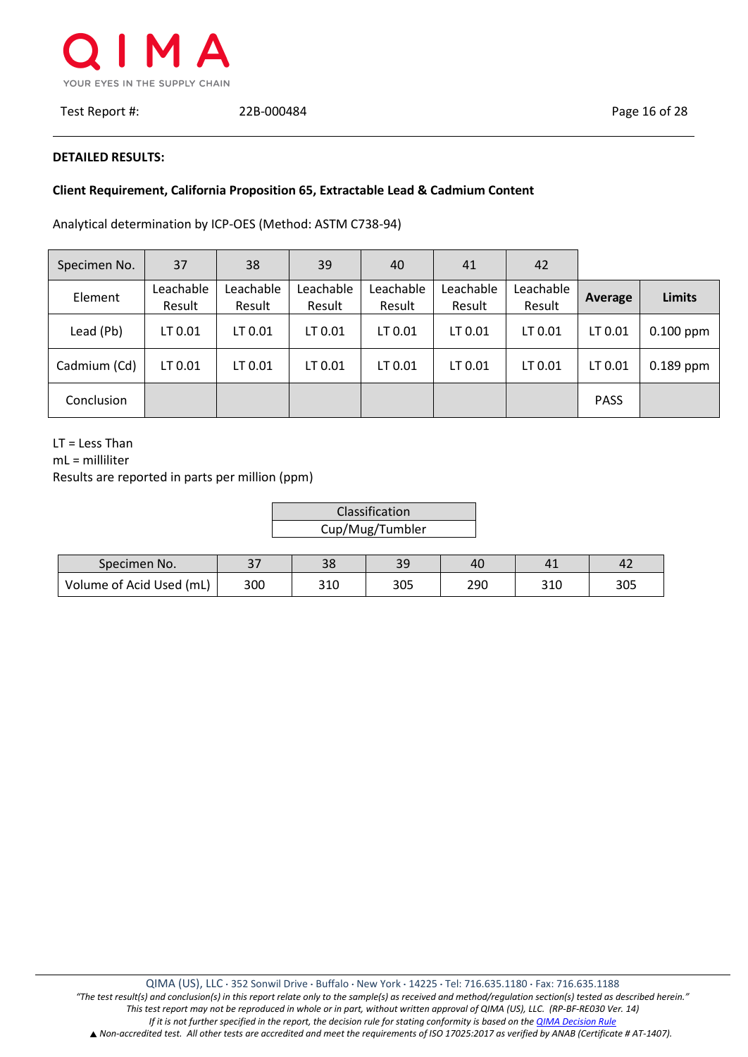**DETAILED RESULTS:**

**Client Requirement, California Proposition 65, Extractable Lead & Cadmium Content**

Analytical determination by ICP-OES (Method: ASTM C738-94)

| Specimen No. | 37 | 38 | 39 | 40 | 41 | 42 | | |
|---|---|---|---|---|---|---|---|---|
| Element | Leachable Result | Leachable Result | Leachable Result | Leachable Result | Leachable Result | Leachable Result | **Average** | **Limits** |
| Lead (Pb) | LT 0.01 | LT 0.01 | LT 0.01 | LT 0.01 | LT 0.01 | LT 0.01 | LT 0.01 | 0.100 ppm |
| Cadmium (Cd) | LT 0.01 | LT 0.01 | LT 0.01 | LT 0.01 | LT 0.01 | LT 0.01 | LT 0.01 | 0.189 ppm |
| Conclusion | | | | | | | PASS | |

LT = Less Than
mL = milliliter
Results are reported in parts per million (ppm)

| Classification |
|---|
| Cup/Mug/Tumbler |

| Specimen No. | 37 | 38 | 39 | 40 | 41 | 42 |
|---|---|---|---|---|---|---|
| Volume of Acid Used (mL) | 300 | 310 | 305 | 290 | 310 | 305 |

QIMA (US), LLC · 352 Sonwil Drive · Buffalo · New York · 14225 · Tel: 716.635.1180 · Fax: 716.635.1188

*"The test result(s) and conclusion(s) in this report relate only to the sample(s) as received and method/regulation section(s) tested as described herein."*
*This test report may not be reproduced in whole or in part, without written approval of QIMA (US), LLC. (RP-BF-RE030 Ver. 14)*
*If it is not further specified in the report, the decision rule for stating conformity is based on the QIMA Decision Rule*
*▲ Non-accredited test. All other tests are accredited and meet the requirements of ISO 17025:2017 as verified by ANAB (Certificate # AT-1407).*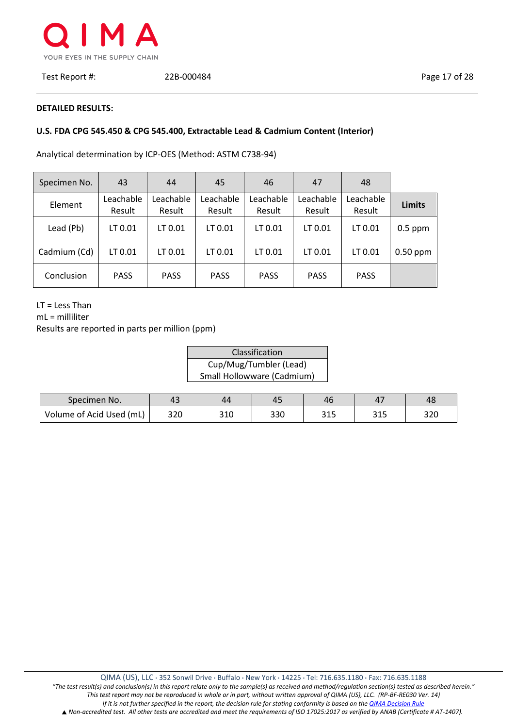**DETAILED RESULTS:**

**U.S. FDA CPG 545.450 & CPG 545.400, Extractable Lead & Cadmium Content (Interior)**

Analytical determination by ICP-OES (Method: ASTM C738-94)

| Specimen No. | 43 | 44 | 45 | 46 | 47 | 48 | |
|---|---|---|---|---|---|---|---|
| Element | Leachable Result | Leachable Result | Leachable Result | Leachable Result | Leachable Result | Leachable Result | **Limits** |
| Lead (Pb) | LT 0.01 | LT 0.01 | LT 0.01 | LT 0.01 | LT 0.01 | LT 0.01 | 0.5 ppm |
| Cadmium (Cd) | LT 0.01 | LT 0.01 | LT 0.01 | LT 0.01 | LT 0.01 | LT 0.01 | 0.50 ppm |
| Conclusion | PASS | PASS | PASS | PASS | PASS | PASS | |

LT = Less Than
mL = milliliter
Results are reported in parts per million (ppm)

| Classification |
|---|
| Cup/Mug/Tumbler (Lead)<br>Small Hollowware (Cadmium) |

| Specimen No. | 43 | 44 | 45 | 46 | 47 | 48 |
|---|---|---|---|---|---|---|
| Volume of Acid Used (mL) | 320 | 310 | 330 | 315 | 315 | 320 |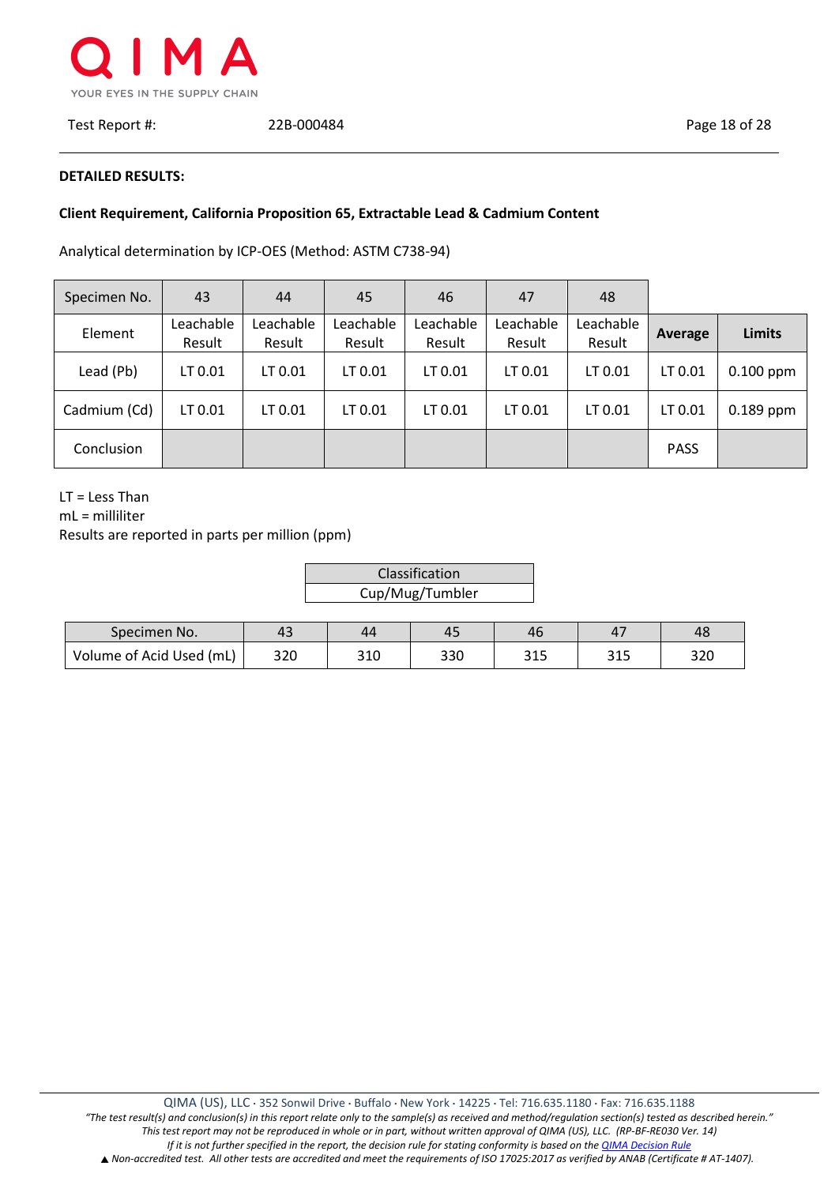**DETAILED RESULTS:**

**Client Requirement, California Proposition 65, Extractable Lead & Cadmium Content**

Analytical determination by ICP-OES (Method: ASTM C738-94)

| Specimen No. | 43 | 44 | 45 | 46 | 47 | 48 | | |
|---|---|---|---|---|---|---|---|---|
| Element | Leachable Result | Leachable Result | Leachable Result | Leachable Result | Leachable Result | Leachable Result | **Average** | **Limits** |
| Lead (Pb) | LT 0.01 | LT 0.01 | LT 0.01 | LT 0.01 | LT 0.01 | LT 0.01 | LT 0.01 | 0.100 ppm |
| Cadmium (Cd) | LT 0.01 | LT 0.01 | LT 0.01 | LT 0.01 | LT 0.01 | LT 0.01 | LT 0.01 | 0.189 ppm |
| Conclusion | | | | | | | PASS | |

LT = Less Than
mL = milliliter
Results are reported in parts per million (ppm)

| Classification |
|---|
| Cup/Mug/Tumbler |

| Specimen No. | 43 | 44 | 45 | 46 | 47 | 48 |
|---|---|---|---|---|---|---|
| Volume of Acid Used (mL) | 320 | 310 | 330 | 315 | 315 | 320 |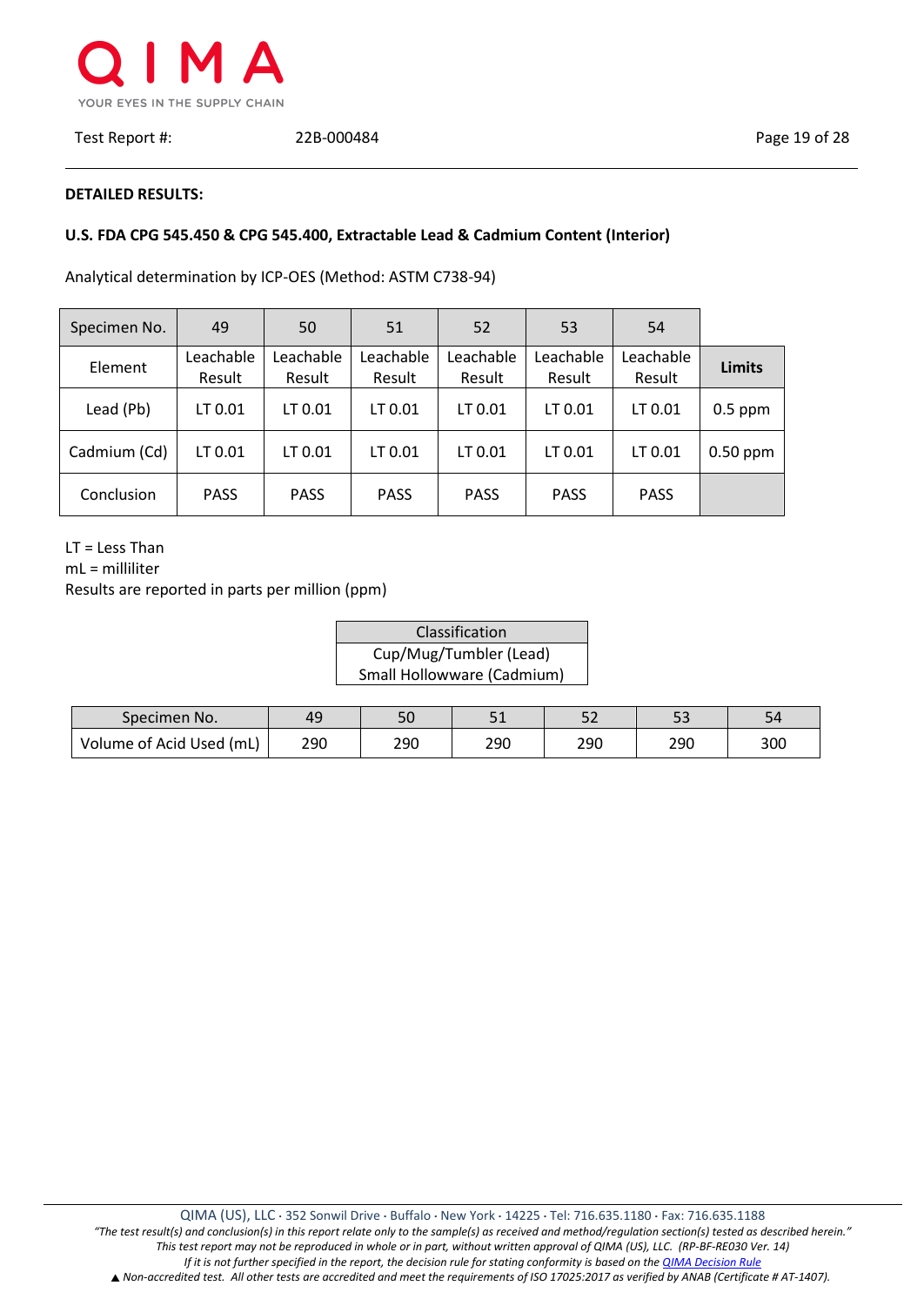**DETAILED RESULTS:**

**U.S. FDA CPG 545.450 & CPG 545.400, Extractable Lead & Cadmium Content (Interior)**

Analytical determination by ICP-OES (Method: ASTM C738-94)

| Specimen No. | 49 | 50 | 51 | 52 | 53 | 54 | |
|---|---|---|---|---|---|---|---|
| Element | Leachable Result | Leachable Result | Leachable Result | Leachable Result | Leachable Result | Leachable Result | **Limits** |
| Lead (Pb) | LT 0.01 | LT 0.01 | LT 0.01 | LT 0.01 | LT 0.01 | LT 0.01 | 0.5 ppm |
| Cadmium (Cd) | LT 0.01 | LT 0.01 | LT 0.01 | LT 0.01 | LT 0.01 | LT 0.01 | 0.50 ppm |
| Conclusion | PASS | PASS | PASS | PASS | PASS | PASS | |

LT = Less Than
mL = milliliter
Results are reported in parts per million (ppm)

| Classification |
|---|
| Cup/Mug/Tumbler (Lead)<br>Small Hollowware (Cadmium) |

| Specimen No. | 49 | 50 | 51 | 52 | 53 | 54 |
|---|---|---|---|---|---|---|
| Volume of Acid Used (mL) | 290 | 290 | 290 | 290 | 290 | 300 |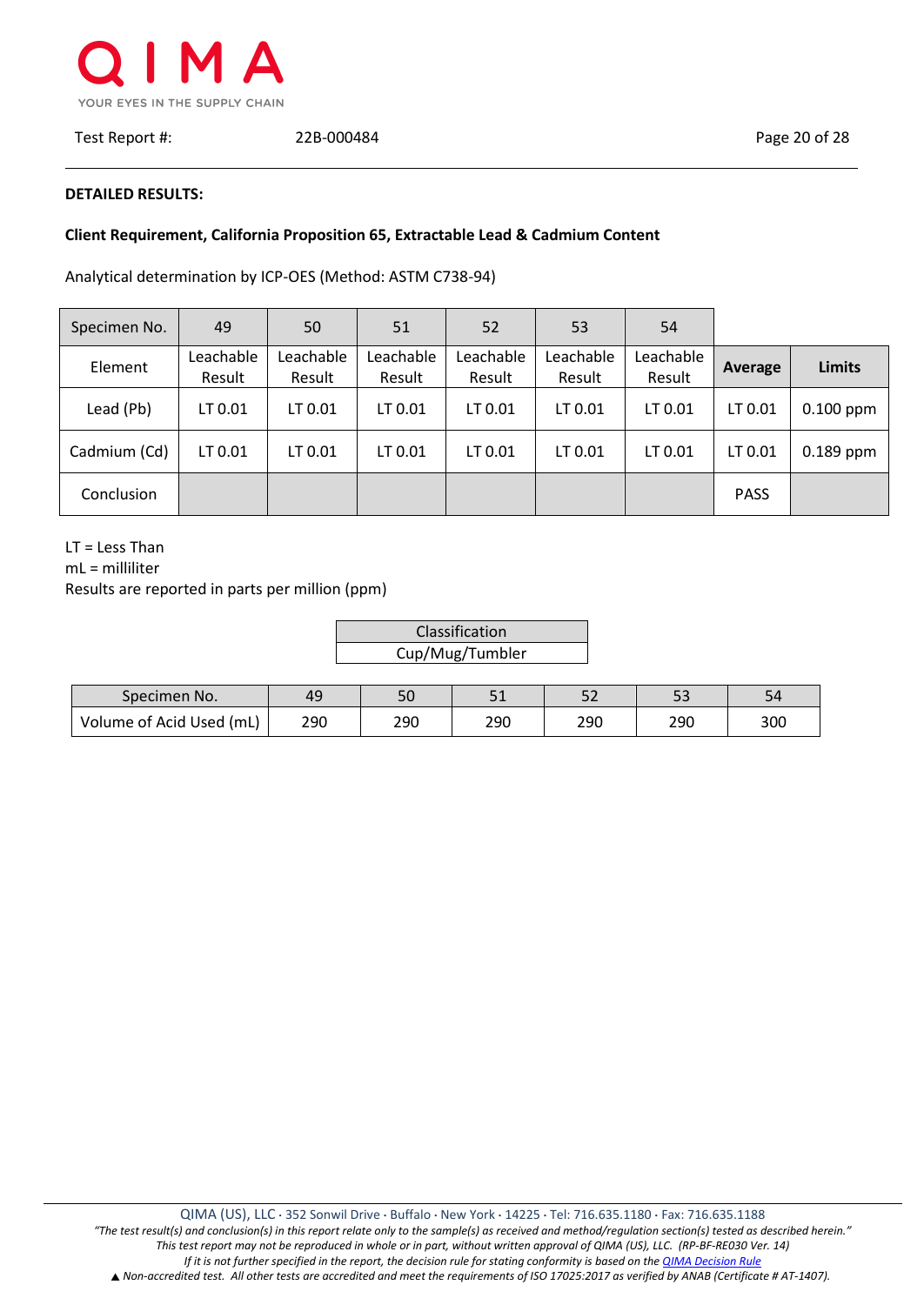**DETAILED RESULTS:**

**Client Requirement, California Proposition 65, Extractable Lead & Cadmium Content**

Analytical determination by ICP-OES (Method: ASTM C738-94)

| Specimen No. | 49 | 50 | 51 | 52 | 53 | 54 | | |
|---|---|---|---|---|---|---|---|---|
| Element | Leachable Result | Leachable Result | Leachable Result | Leachable Result | Leachable Result | Leachable Result | **Average** | **Limits** |
| Lead (Pb) | LT 0.01 | LT 0.01 | LT 0.01 | LT 0.01 | LT 0.01 | LT 0.01 | LT 0.01 | 0.100 ppm |
| Cadmium (Cd) | LT 0.01 | LT 0.01 | LT 0.01 | LT 0.01 | LT 0.01 | LT 0.01 | LT 0.01 | 0.189 ppm |
| Conclusion | | | | | | | PASS | |

LT = Less Than
mL = milliliter
Results are reported in parts per million (ppm)

| Classification |
|---|
| Cup/Mug/Tumbler |

| Specimen No. | 49 | 50 | 51 | 52 | 53 | 54 |
|---|---|---|---|---|---|---|
| Volume of Acid Used (mL) | 290 | 290 | 290 | 290 | 290 | 300 |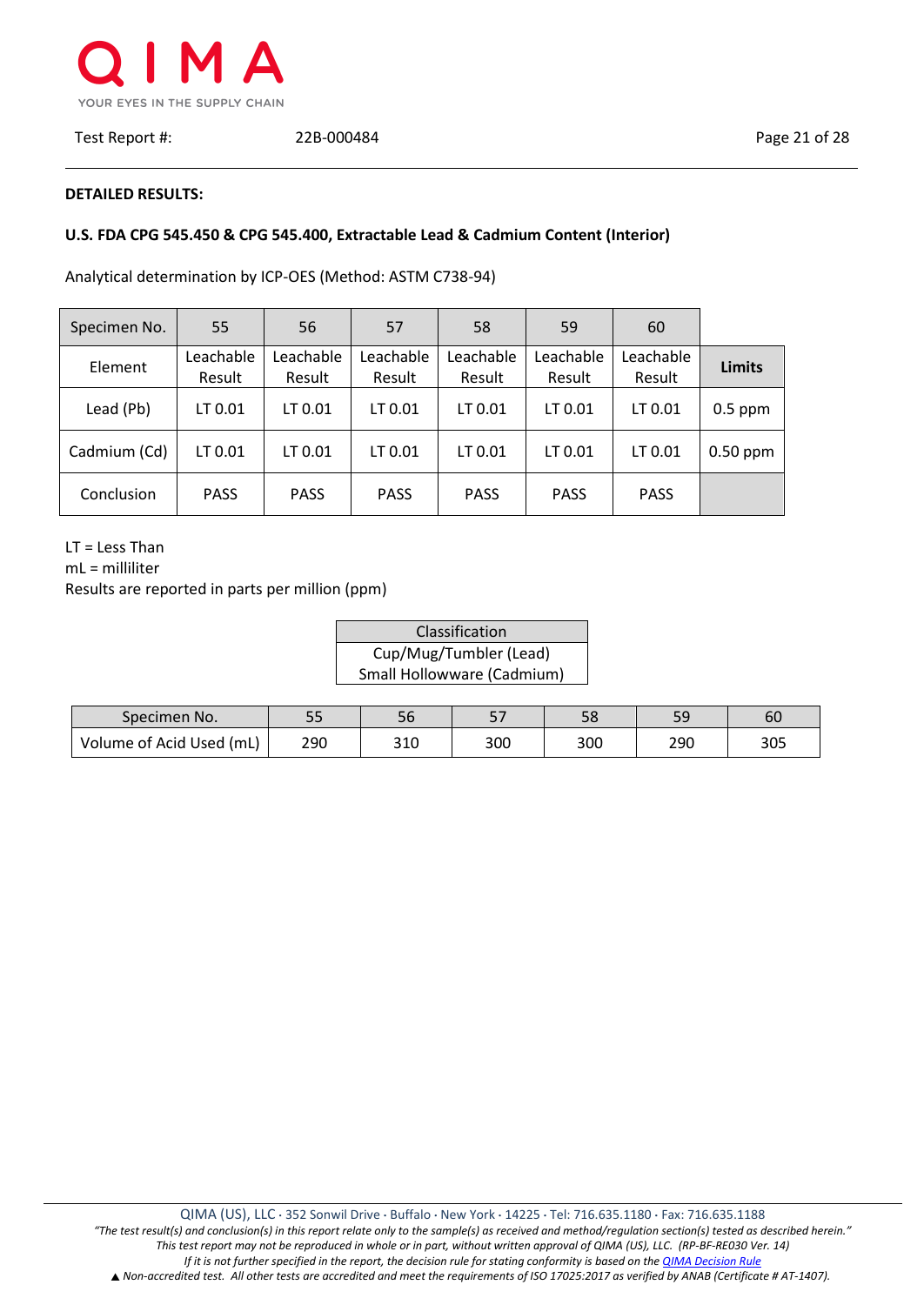**DETAILED RESULTS:**

**U.S. FDA CPG 545.450 & CPG 545.400, Extractable Lead & Cadmium Content (Interior)**

Analytical determination by ICP-OES (Method: ASTM C738-94)

| Specimen No. | 55 | 56 | 57 | 58 | 59 | 60 | |
|---|---|---|---|---|---|---|---|
| Element | Leachable Result | Leachable Result | Leachable Result | Leachable Result | Leachable Result | Leachable Result | **Limits** |
| Lead (Pb) | LT 0.01 | LT 0.01 | LT 0.01 | LT 0.01 | LT 0.01 | LT 0.01 | 0.5 ppm |
| Cadmium (Cd) | LT 0.01 | LT 0.01 | LT 0.01 | LT 0.01 | LT 0.01 | LT 0.01 | 0.50 ppm |
| Conclusion | PASS | PASS | PASS | PASS | PASS | PASS | |

LT = Less Than
mL = milliliter
Results are reported in parts per million (ppm)

| Classification |
|---|
| Cup/Mug/Tumbler (Lead)<br>Small Hollowware (Cadmium) |

| Specimen No. | 55 | 56 | 57 | 58 | 59 | 60 |
|---|---|---|---|---|---|---|
| Volume of Acid Used (mL) | 290 | 310 | 300 | 300 | 290 | 305 |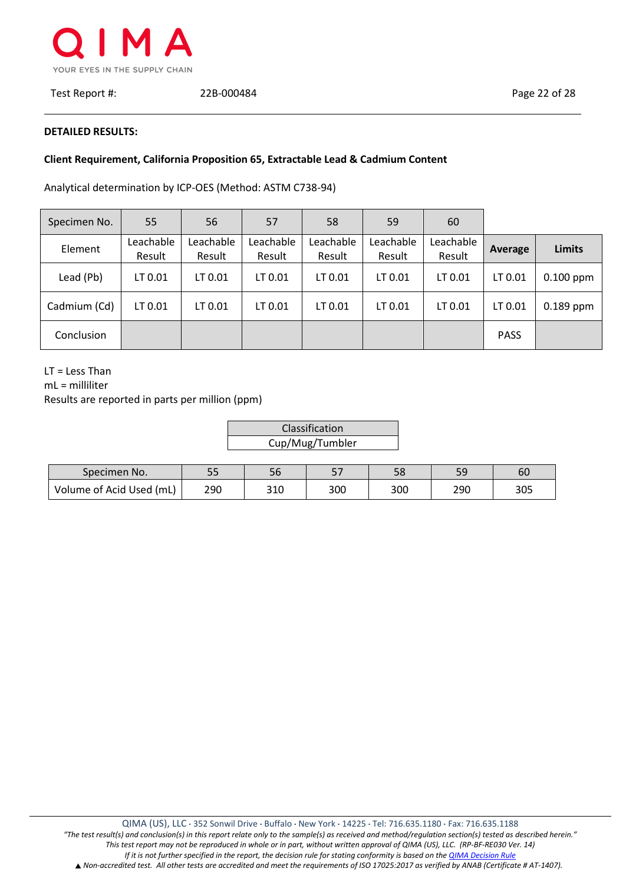**DETAILED RESULTS:**

**Client Requirement, California Proposition 65, Extractable Lead & Cadmium Content**

Analytical determination by ICP-OES (Method: ASTM C738-94)

| Specimen No. | 55 | 56 | 57 | 58 | 59 | 60 | | |
|---|---|---|---|---|---|---|---|---|
| Element | Leachable Result | Leachable Result | Leachable Result | Leachable Result | Leachable Result | Leachable Result | **Average** | **Limits** |
| Lead (Pb) | LT 0.01 | LT 0.01 | LT 0.01 | LT 0.01 | LT 0.01 | LT 0.01 | LT 0.01 | 0.100 ppm |
| Cadmium (Cd) | LT 0.01 | LT 0.01 | LT 0.01 | LT 0.01 | LT 0.01 | LT 0.01 | LT 0.01 | 0.189 ppm |
| Conclusion | | | | | | | PASS | |

LT = Less Than
mL = milliliter
Results are reported in parts per million (ppm)

| Classification |
|---|
| Cup/Mug/Tumbler |

| Specimen No. | 55 | 56 | 57 | 58 | 59 | 60 |
|---|---|---|---|---|---|---|
| Volume of Acid Used (mL) | 290 | 310 | 300 | 300 | 290 | 305 |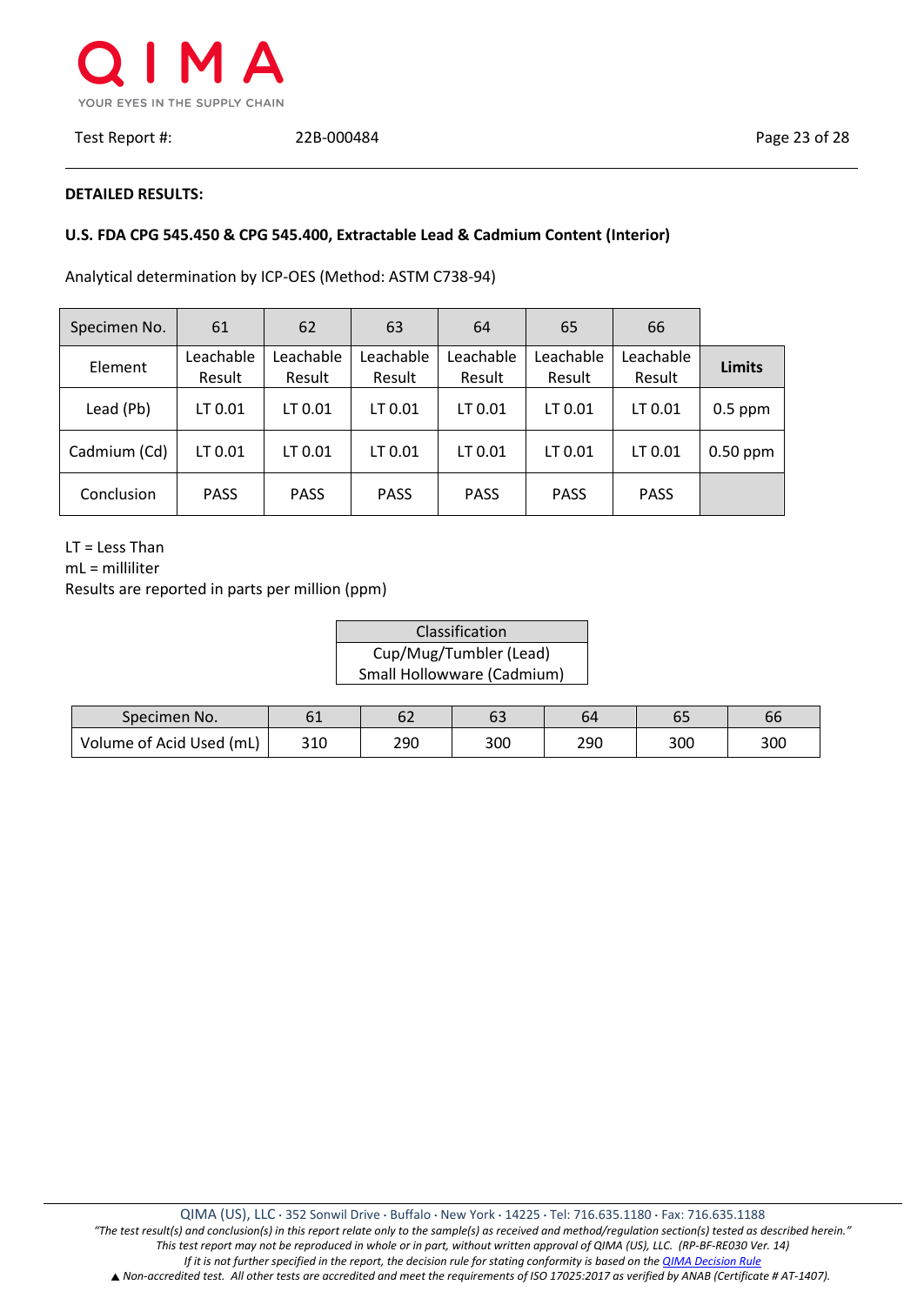**DETAILED RESULTS:**

**U.S. FDA CPG 545.450 & CPG 545.400, Extractable Lead & Cadmium Content (Interior)**

Analytical determination by ICP-OES (Method: ASTM C738-94)

| Specimen No. | 61 | 62 | 63 | 64 | 65 | 66 | |
|---|---|---|---|---|---|---|---|
| Element | Leachable Result | Leachable Result | Leachable Result | Leachable Result | Leachable Result | Leachable Result | **Limits** |
| Lead (Pb) | LT 0.01 | LT 0.01 | LT 0.01 | LT 0.01 | LT 0.01 | LT 0.01 | 0.5 ppm |
| Cadmium (Cd) | LT 0.01 | LT 0.01 | LT 0.01 | LT 0.01 | LT 0.01 | LT 0.01 | 0.50 ppm |
| Conclusion | PASS | PASS | PASS | PASS | PASS | PASS | |

LT = Less Than
mL = milliliter
Results are reported in parts per million (ppm)

| Classification |
|---|
| Cup/Mug/Tumbler (Lead)<br>Small Hollowware (Cadmium) |

| Specimen No. | 61 | 62 | 63 | 64 | 65 | 66 |
|---|---|---|---|---|---|---|
| Volume of Acid Used (mL) | 310 | 290 | 300 | 290 | 300 | 300 |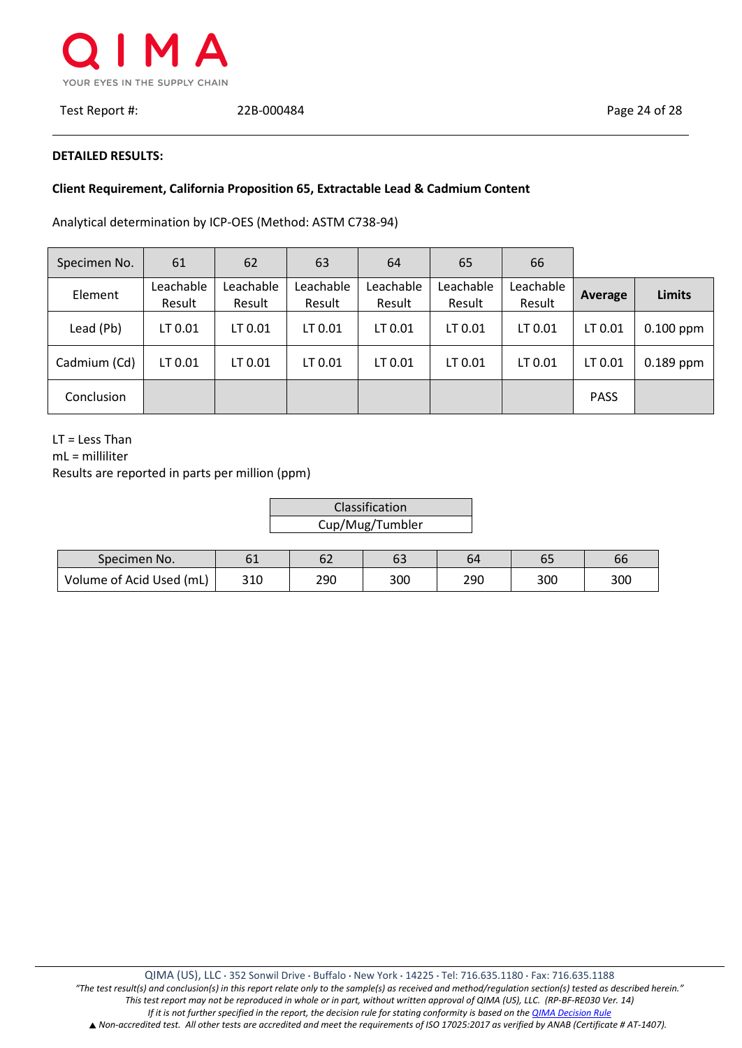**DETAILED RESULTS:**

**Client Requirement, California Proposition 65, Extractable Lead & Cadmium Content**

Analytical determination by ICP-OES (Method: ASTM C738-94)

| Specimen No. | 61 | 62 | 63 | 64 | 65 | 66 | | |
|---|---|---|---|---|---|---|---|---|
| Element | Leachable Result | Leachable Result | Leachable Result | Leachable Result | Leachable Result | Leachable Result | **Average** | **Limits** |
| Lead (Pb) | LT 0.01 | LT 0.01 | LT 0.01 | LT 0.01 | LT 0.01 | LT 0.01 | LT 0.01 | 0.100 ppm |
| Cadmium (Cd) | LT 0.01 | LT 0.01 | LT 0.01 | LT 0.01 | LT 0.01 | LT 0.01 | LT 0.01 | 0.189 ppm |
| Conclusion | | | | | | | PASS | |

LT = Less Than
mL = milliliter
Results are reported in parts per million (ppm)

| Classification |
|---|
| Cup/Mug/Tumbler |

| Specimen No. | 61 | 62 | 63 | 64 | 65 | 66 |
|---|---|---|---|---|---|---|
| Volume of Acid Used (mL) | 310 | 290 | 300 | 290 | 300 | 300 |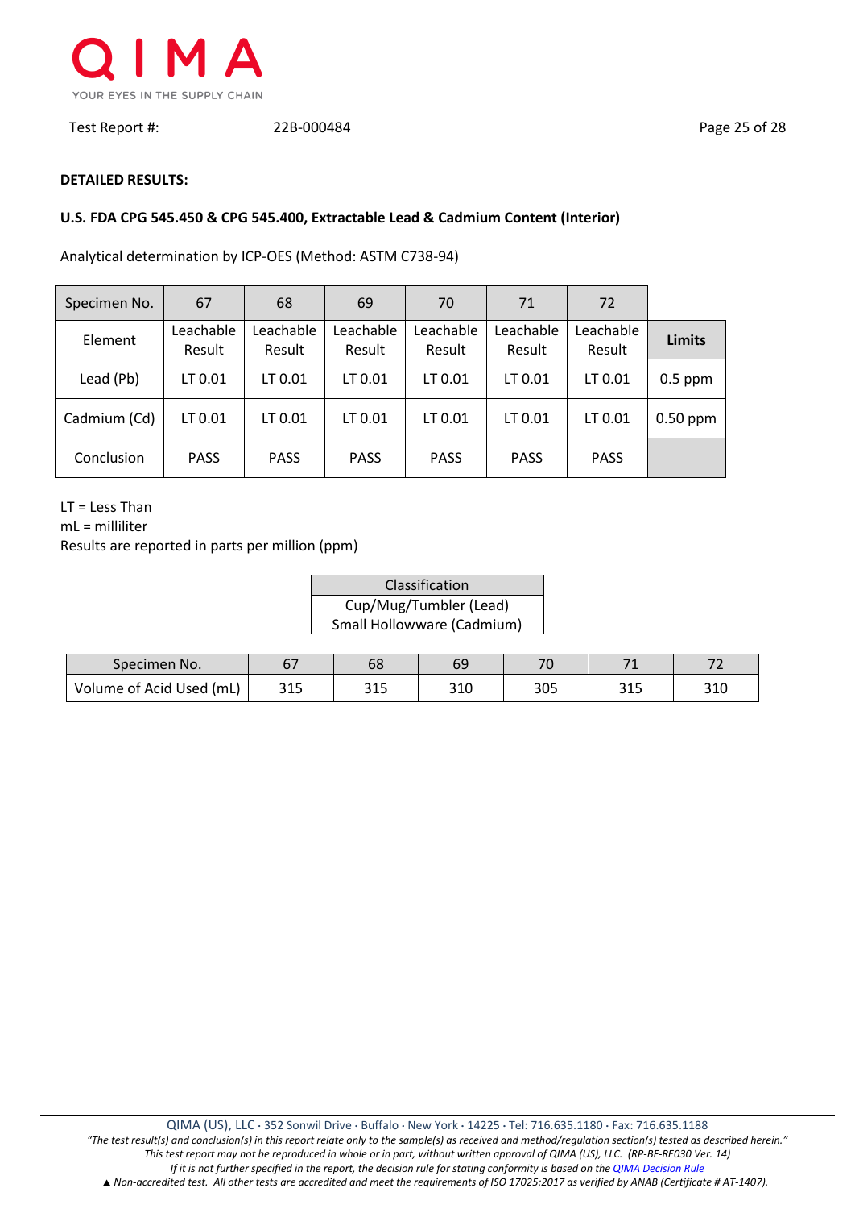**DETAILED RESULTS:**

**U.S. FDA CPG 545.450 & CPG 545.400, Extractable Lead & Cadmium Content (Interior)**

Analytical determination by ICP-OES (Method: ASTM C738-94)

| Specimen No. | 67 | 68 | 69 | 70 | 71 | 72 | |
|---|---|---|---|---|---|---|---|
| Element | Leachable Result | Leachable Result | Leachable Result | Leachable Result | Leachable Result | Leachable Result | **Limits** |
| Lead (Pb) | LT 0.01 | LT 0.01 | LT 0.01 | LT 0.01 | LT 0.01 | LT 0.01 | 0.5 ppm |
| Cadmium (Cd) | LT 0.01 | LT 0.01 | LT 0.01 | LT 0.01 | LT 0.01 | LT 0.01 | 0.50 ppm |
| Conclusion | PASS | PASS | PASS | PASS | PASS | PASS | |

LT = Less Than
mL = milliliter
Results are reported in parts per million (ppm)

| Classification |
|---|
| Cup/Mug/Tumbler (Lead)<br>Small Hollowware (Cadmium) |

| Specimen No. | 67 | 68 | 69 | 70 | 71 | 72 |
|---|---|---|---|---|---|---|
| Volume of Acid Used (mL) | 315 | 315 | 310 | 305 | 315 | 310 |

QIMA (US), LLC · 352 Sonwil Drive · Buffalo · New York · 14225 · Tel: 716.635.1180 · Fax: 716.635.1188

*"The test result(s) and conclusion(s) in this report relate only to the sample(s) as received and method/regulation section(s) tested as described herein." This test report may not be reproduced in whole or in part, without written approval of QIMA (US), LLC. (RP-BF-RE030 Ver. 14) If it is not further specified in the report, the decision rule for stating conformity is based on the QIMA Decision Rule*

*▲ Non-accredited test. All other tests are accredited and meet the requirements of ISO 17025:2017 as verified by ANAB (Certificate # AT-1407).*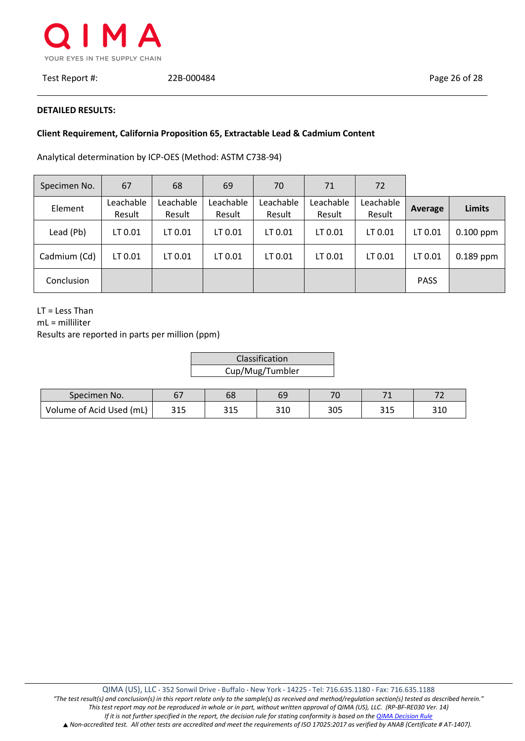**DETAILED RESULTS:**

**Client Requirement, California Proposition 65, Extractable Lead & Cadmium Content**

Analytical determination by ICP-OES (Method: ASTM C738-94)

| Specimen No. | 67 | 68 | 69 | 70 | 71 | 72 | | |
|---|---|---|---|---|---|---|---|---|
| Element | Leachable Result | Leachable Result | Leachable Result | Leachable Result | Leachable Result | Leachable Result | **Average** | **Limits** |
| Lead (Pb) | LT 0.01 | LT 0.01 | LT 0.01 | LT 0.01 | LT 0.01 | LT 0.01 | LT 0.01 | 0.100 ppm |
| Cadmium (Cd) | LT 0.01 | LT 0.01 | LT 0.01 | LT 0.01 | LT 0.01 | LT 0.01 | LT 0.01 | 0.189 ppm |
| Conclusion | | | | | | | PASS | |

LT = Less Than
mL = milliliter
Results are reported in parts per million (ppm)

| Classification |
|---|
| Cup/Mug/Tumbler |

| Specimen No. | 67 | 68 | 69 | 70 | 71 | 72 |
|---|---|---|---|---|---|---|
| Volume of Acid Used (mL) | 315 | 315 | 310 | 305 | 315 | 310 |

QIMA (US), LLC · 352 Sonwil Drive · Buffalo · New York · 14225 · Tel: 716.635.1180 · Fax: 716.635.1188

*"The test result(s) and conclusion(s) in this report relate only to the sample(s) as received and method/regulation section(s) tested as described herein."*
*This test report may not be reproduced in whole or in part, without written approval of QIMA (US), LLC. (RP-BF-RE030 Ver. 14)*
*If it is not further specified in the report, the decision rule for stating conformity is based on the QIMA Decision Rule*
▲ *Non-accredited test. All other tests are accredited and meet the requirements of ISO 17025:2017 as verified by ANAB (Certificate # AT-1407).*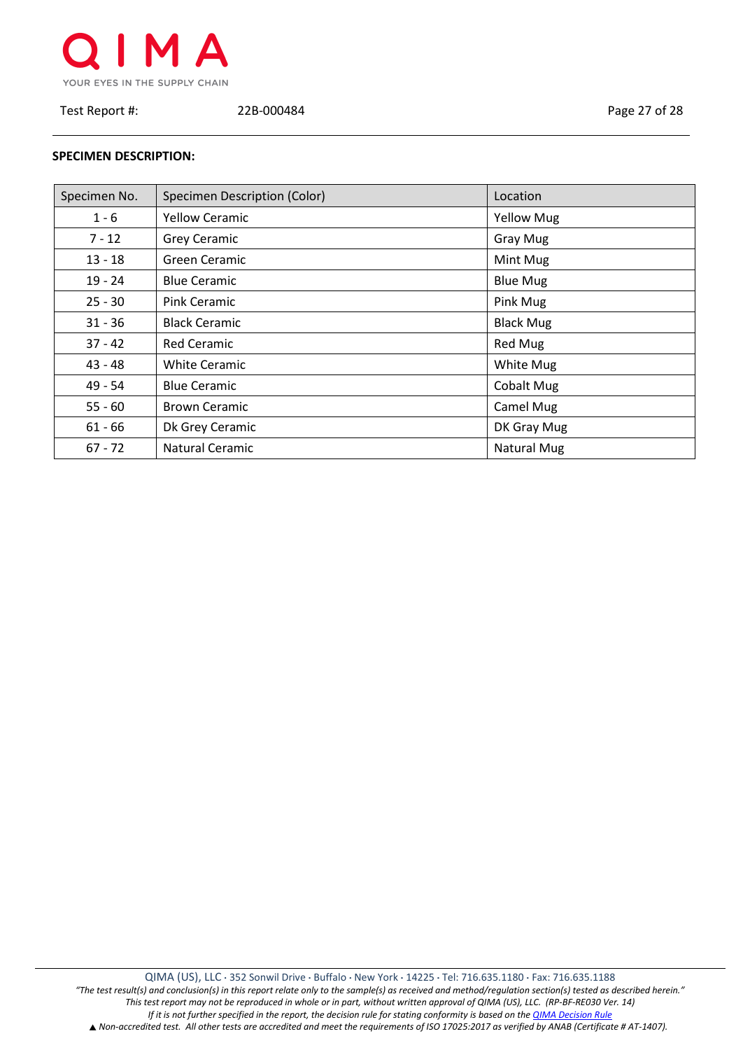**SPECIMEN DESCRIPTION:**

| Specimen No. | Specimen Description (Color) | Location |
|---|---|---|
| 1 - 6 | Yellow Ceramic | Yellow Mug |
| 7 - 12 | Grey Ceramic | Gray Mug |
| 13 - 18 | Green Ceramic | Mint Mug |
| 19 - 24 | Blue Ceramic | Blue Mug |
| 25 - 30 | Pink Ceramic | Pink Mug |
| 31 - 36 | Black Ceramic | Black Mug |
| 37 - 42 | Red Ceramic | Red Mug |
| 43 - 48 | White Ceramic | White Mug |
| 49 - 54 | Blue Ceramic | Cobalt Mug |
| 55 - 60 | Brown Ceramic | Camel Mug |
| 61 - 66 | Dk Grey Ceramic | DK Gray Mug |
| 67 - 72 | Natural Ceramic | Natural Mug |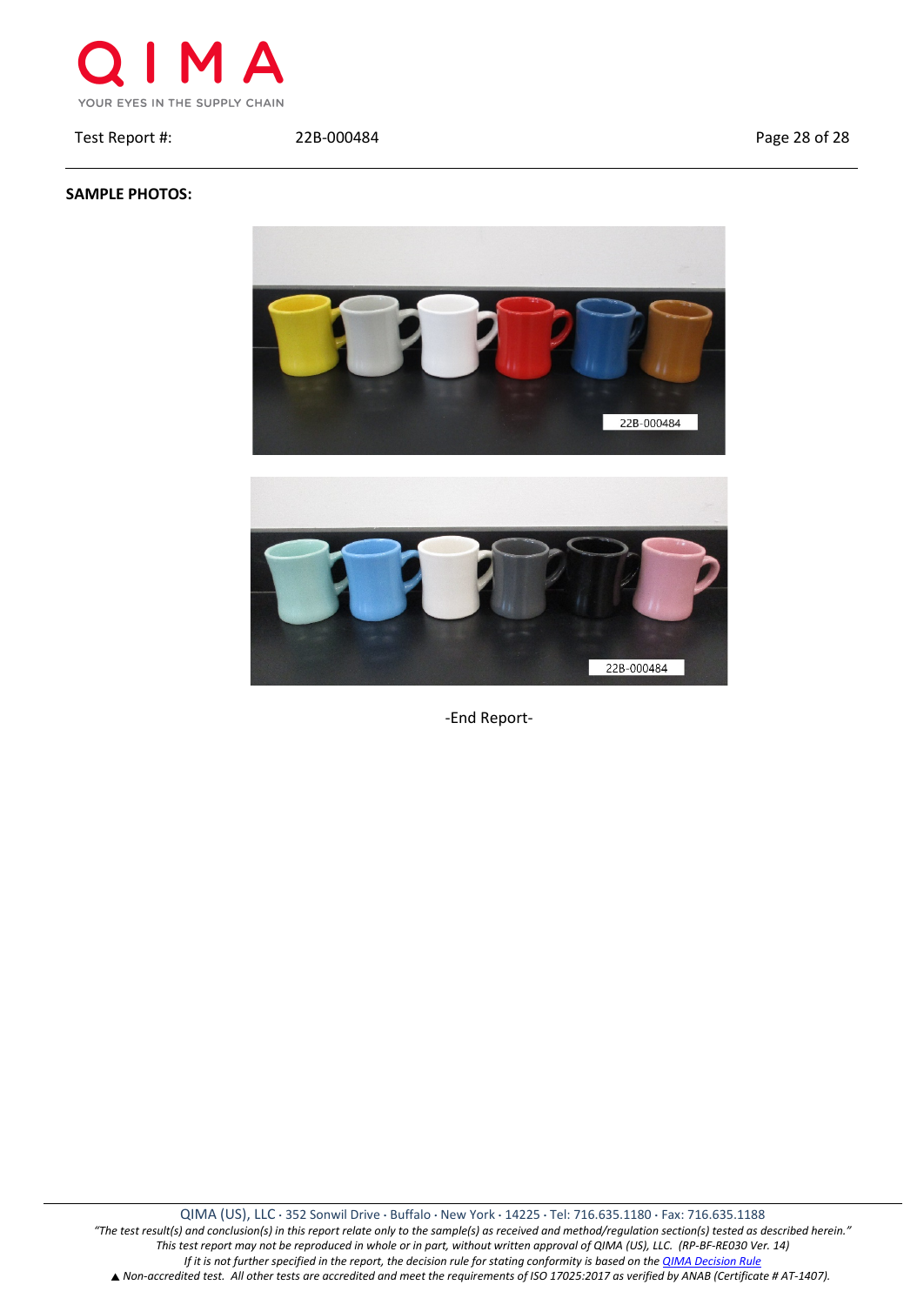**SAMPLE PHOTOS:**

-End Report-